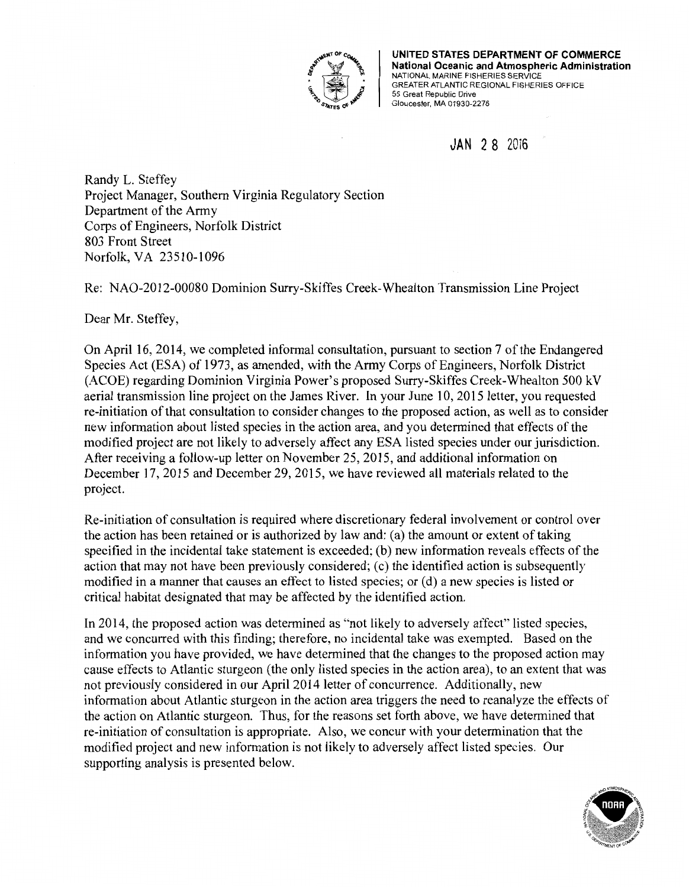**UNITED STATES DEPARTMENT OF COMMERCE**
**National Oceanic and Atmospheric Administration**
NATIONAL MARINE FISHERIES SERVICE
GREATER ATLANTIC REGIONAL FISHERIES OFFICE
55 Great Republic Drive
Gloucester, MA 01930-2276

JAN 28 2016

Randy L. Steffey
Project Manager, Southern Virginia Regulatory Section
Department of the Army
Corps of Engineers, Norfolk District
803 Front Street
Norfolk, VA 23510-1096

Re: NAO-2012-00080 Dominion Surry-Skiffes Creek-Whealton Transmission Line Project

Dear Mr. Steffey,

On April 16, 2014, we completed informal consultation, pursuant to section 7 of the Endangered Species Act (ESA) of 1973, as amended, with the Army Corps of Engineers, Norfolk District (ACOE) regarding Dominion Virginia Power's proposed Surry-Skiffes Creek-Whealton 500 kV aerial transmission line project on the James River. In your June 10, 2015 letter, you requested re-initiation of that consultation to consider changes to the proposed action, as well as to consider new information about listed species in the action area, and you determined that effects of the modified project are not likely to adversely affect any ESA listed species under our jurisdiction. After receiving a follow-up letter on November 25, 2015, and additional information on December 17, 2015 and December 29, 2015, we have reviewed all materials related to the project.

Re-initiation of consultation is required where discretionary federal involvement or control over the action has been retained or is authorized by law and: (a) the amount or extent of taking specified in the incidental take statement is exceeded; (b) new information reveals effects of the action that may not have been previously considered; (c) the identified action is subsequently modified in a manner that causes an effect to listed species; or (d) a new species is listed or critical habitat designated that may be affected by the identified action.

In 2014, the proposed action was determined as "not likely to adversely affect" listed species, and we concurred with this finding; therefore, no incidental take was exempted. Based on the information you have provided, we have determined that the changes to the proposed action may cause effects to Atlantic sturgeon (the only listed species in the action area), to an extent that was not previously considered in our April 2014 letter of concurrence. Additionally, new information about Atlantic sturgeon in the action area triggers the need to reanalyze the effects of the action on Atlantic sturgeon. Thus, for the reasons set forth above, we have determined that re-initiation of consultation is appropriate. Also, we concur with your determination that the modified project and new information is not likely to adversely affect listed species. Our supporting analysis is presented below.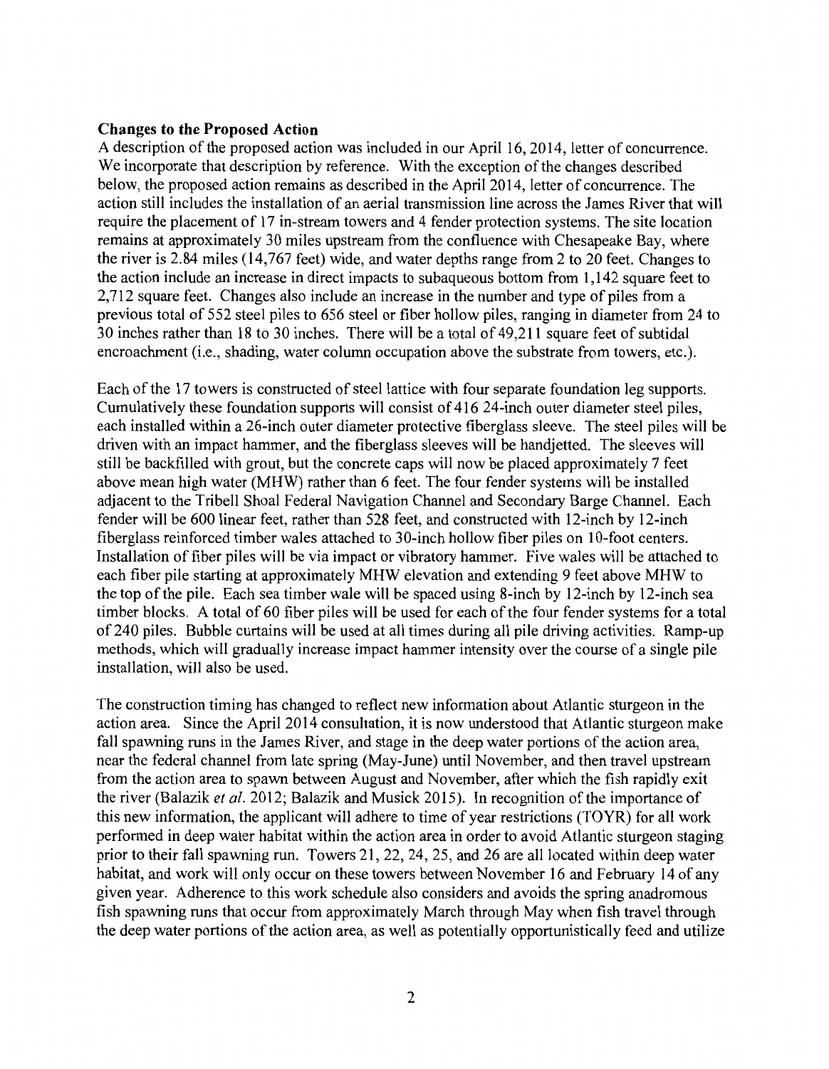**Changes to the Proposed Action**

A description of the proposed action was included in our April 16, 2014, letter of concurrence. We incorporate that description by reference. With the exception of the changes described below, the proposed action remains as described in the April 2014, letter of concurrence. The action still includes the installation of an aerial transmission line across the James River that will require the placement of 17 in-stream towers and 4 fender protection systems. The site location remains at approximately 30 miles upstream from the confluence with Chesapeake Bay, where the river is 2.84 miles (14,767 feet) wide, and water depths range from 2 to 20 feet. Changes to the action include an increase in direct impacts to subaqueous bottom from 1,142 square feet to 2,712 square feet. Changes also include an increase in the number and type of piles from a previous total of 552 steel piles to 656 steel or fiber hollow piles, ranging in diameter from 24 to 30 inches rather than 18 to 30 inches. There will be a total of 49,211 square feet of subtidal encroachment (i.e., shading, water column occupation above the substrate from towers, etc.).

Each of the 17 towers is constructed of steel lattice with four separate foundation leg supports. Cumulatively these foundation supports will consist of 416 24-inch outer diameter steel piles, each installed within a 26-inch outer diameter protective fiberglass sleeve. The steel piles will be driven with an impact hammer, and the fiberglass sleeves will be handjetted. The sleeves will still be backfilled with grout, but the concrete caps will now be placed approximately 7 feet above mean high water (MHW) rather than 6 feet. The four fender systems will be installed adjacent to the Tribell Shoal Federal Navigation Channel and Secondary Barge Channel. Each fender will be 600 linear feet, rather than 528 feet, and constructed with 12-inch by 12-inch fiberglass reinforced timber wales attached to 30-inch hollow fiber piles on 10-foot centers. Installation of fiber piles will be via impact or vibratory hammer. Five wales will be attached to each fiber pile starting at approximately MHW elevation and extending 9 feet above MHW to the top of the pile. Each sea timber wale will be spaced using 8-inch by 12-inch by 12-inch sea timber blocks. A total of 60 fiber piles will be used for each of the four fender systems for a total of 240 piles. Bubble curtains will be used at all times during all pile driving activities. Ramp-up methods, which will gradually increase impact hammer intensity over the course of a single pile installation, will also be used.

The construction timing has changed to reflect new information about Atlantic sturgeon in the action area. Since the April 2014 consultation, it is now understood that Atlantic sturgeon make fall spawning runs in the James River, and stage in the deep water portions of the action area, near the federal channel from late spring (May-June) until November, and then travel upstream from the action area to spawn between August and November, after which the fish rapidly exit the river (Balazik *et al.* 2012; Balazik and Musick 2015). In recognition of the importance of this new information, the applicant will adhere to time of year restrictions (TOYR) for all work performed in deep water habitat within the action area in order to avoid Atlantic sturgeon staging prior to their fall spawning run. Towers 21, 22, 24, 25, and 26 are all located within deep water habitat, and work will only occur on these towers between November 16 and February 14 of any given year. Adherence to this work schedule also considers and avoids the spring anadromous fish spawning runs that occur from approximately March through May when fish travel through the deep water portions of the action area, as well as potentially opportunistically feed and utilize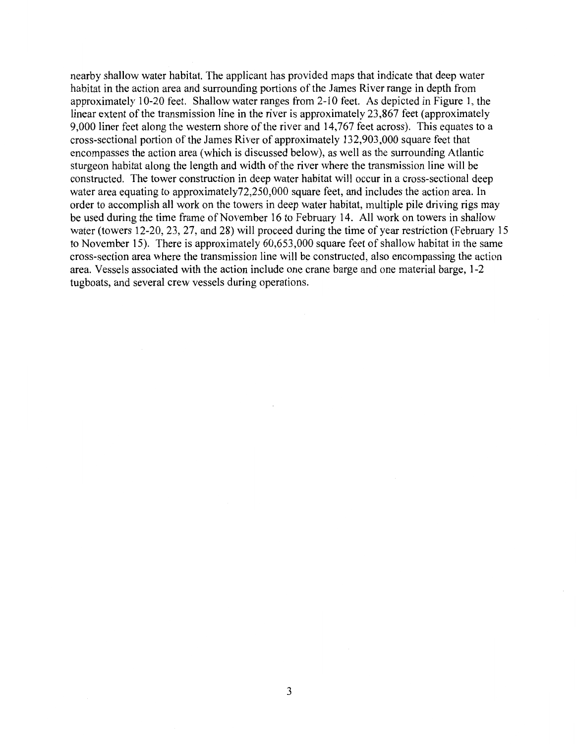nearby shallow water habitat. The applicant has provided maps that indicate that deep water habitat in the action area and surrounding portions of the James River range in depth from approximately 10-20 feet. Shallow water ranges from 2-10 feet. As depicted in Figure 1, the linear extent of the transmission line in the river is approximately 23,867 feet (approximately 9,000 liner feet along the western shore of the river and 14,767 feet across). This equates to a cross-sectional portion of the James River of approximately 132,903,000 square feet that encompasses the action area (which is discussed below), as well as the surrounding Atlantic sturgeon habitat along the length and width of the river where the transmission line will be constructed. The tower construction in deep water habitat will occur in a cross-sectional deep water area equating to approximately72,250,000 square feet, and includes the action area. In order to accomplish all work on the towers in deep water habitat, multiple pile driving rigs may be used during the time frame of November 16 to February 14. All work on towers in shallow water (towers 12-20, 23, 27, and 28) will proceed during the time of year restriction (February 15 to November 15). There is approximately 60,653,000 square feet of shallow habitat in the same cross-section area where the transmission line will be constructed, also encompassing the action area. Vessels associated with the action include one crane barge and one material barge, 1-2 tugboats, and several crew vessels during operations.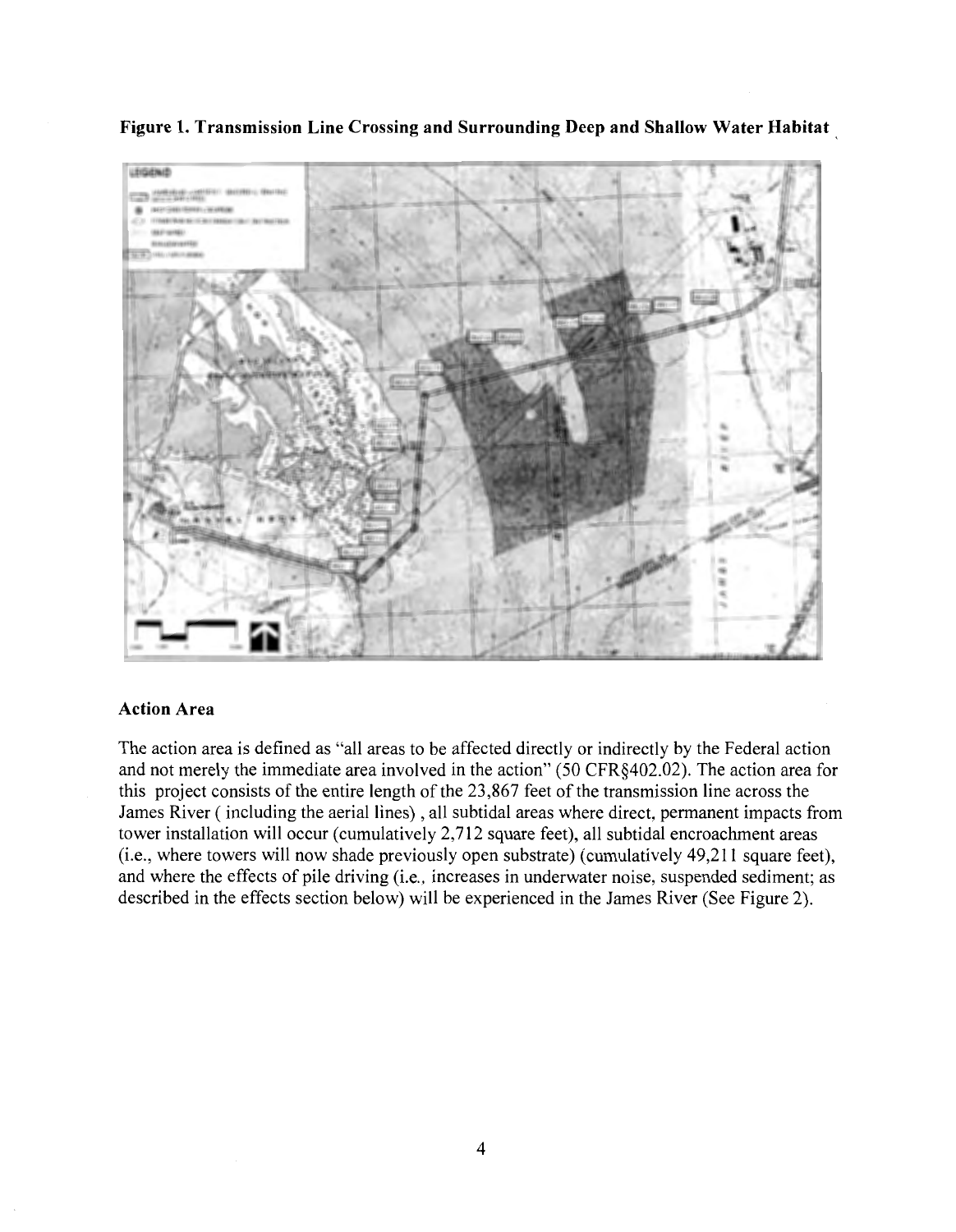**Figure 1. Transmission Line Crossing and Surrounding Deep and Shallow Water Habitat**

### Action Area

The action area is defined as "all areas to be affected directly or indirectly by the Federal action and not merely the immediate area involved in the action" (50 CFR§402.02). The action area for this project consists of the entire length of the 23,867 feet of the transmission line across the James River ( including the aerial lines) , all subtidal areas where direct, permanent impacts from tower installation will occur (cumulatively 2,712 square feet), all subtidal encroachment areas (i.e., where towers will now shade previously open substrate) (cumulatively 49,211 square feet), and where the effects of pile driving (i.e., increases in underwater noise, suspended sediment; as described in the effects section below) will be experienced in the James River (See Figure 2).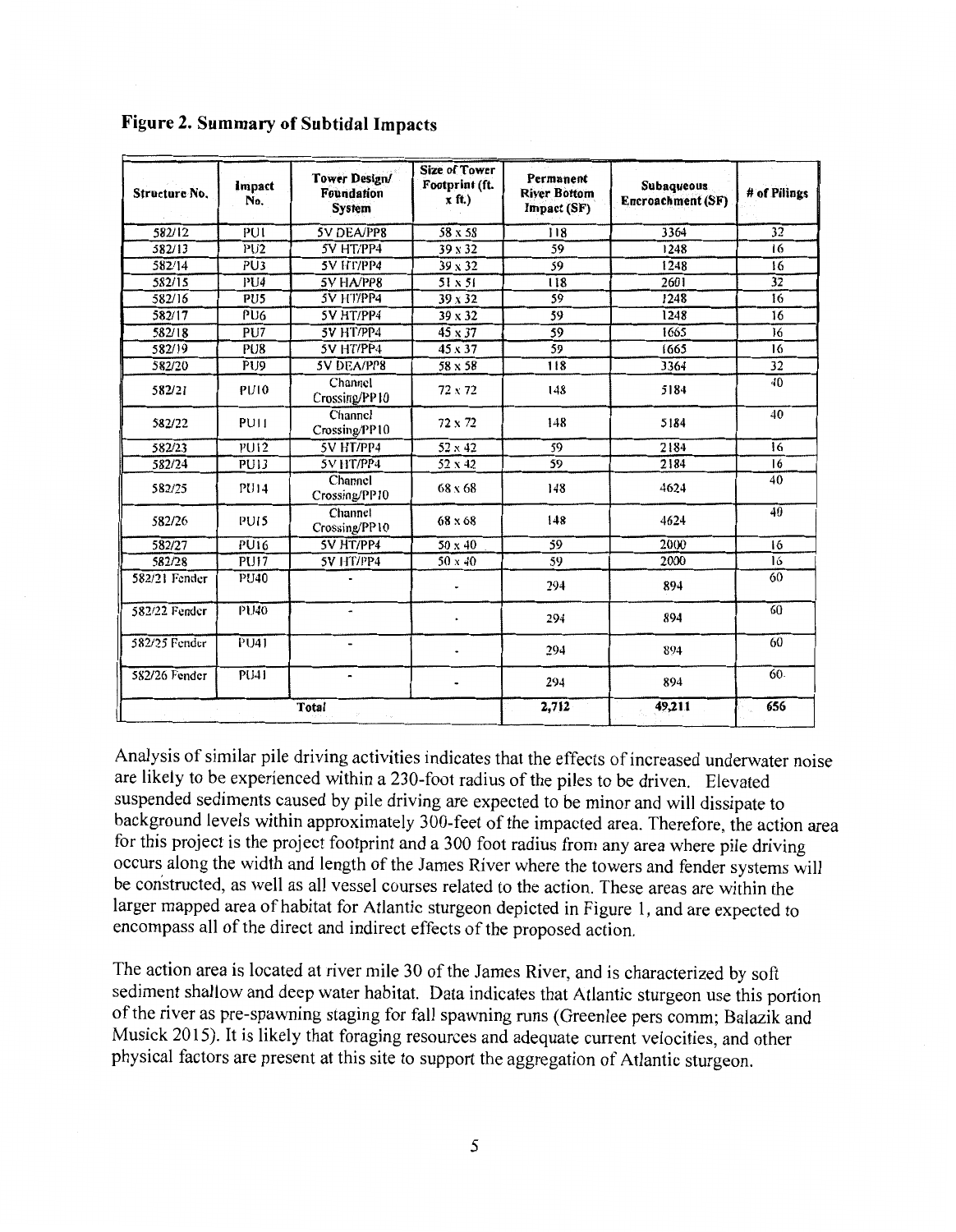**Figure 2. Summary of Subtidal Impacts**

| Structure No. | Impact No. | Tower Design/ Foundation System | Size of Tower Footprint (ft. x ft.) | Permanent River Bottom Impact (SF) | Subaqueous Encroachment (SF) | # of Pilings |
|---|---|---|---|---|---|---|
| 582/12 | PU1 | 5V DEA/PP8 | 58 x 58 | 118 | 3364 | 32 |
| 582/13 | PU2 | 5V HT/PP4 | 39 x 32 | 59 | 1248 | 16 |
| 582/14 | PU3 | 5V HT/PP4 | 39 x 32 | 59 | 1248 | 16 |
| 582/15 | PU4 | 5V HA/PP8 | 51 x 51 | 118 | 2601 | 32 |
| 582/16 | PU5 | 5V HT/PP4 | 39 x 32 | 59 | 1248 | 16 |
| 582/17 | PU6 | 5V HT/PP4 | 39 x 32 | 59 | 1248 | 16 |
| 582/18 | PU7 | 5V HT/PP4 | 45 x 37 | 59 | 1665 | 16 |
| 582/19 | PU8 | 5V HT/PP4 | 45 x 37 | 59 | 1665 | 16 |
| 582/20 | PU9 | 5V DEA/PP8 | 58 x 58 | 118 | 3364 | 32 |
| 582/21 | PU10 | Channel Crossing/PP10 | 72 x 72 | 148 | 5184 | 40 |
| 582/22 | PU11 | Channel Crossing/PP10 | 72 x 72 | 148 | 5184 | 40 |
| 582/23 | PU12 | 5V HT/PP4 | 52 x 42 | 59 | 2184 | 16 |
| 582/24 | PU13 | 5V HT/PP4 | 52 x 42 | 59 | 2184 | 16 |
| 582/25 | PU14 | Channel Crossing/PP10 | 68 x 68 | 148 | 4624 | 40 |
| 582/26 | PU15 | Channel Crossing/PP10 | 68 x 68 | 148 | 4624 | 40 |
| 582/27 | PU16 | 5V HT/PP4 | 50 x 40 | 59 | 2000 | 16 |
| 582/28 | PU17 | 5V HT/PP4 | 50 x 40 | 59 | 2000 | 16 |
| 582/21 Fender | PU40 | - | - | 294 | 894 | 60 |
| 582/22 Fender | PU40 | - | - | 294 | 894 | 60 |
| 582/25 Fender | PU41 | - | - | 294 | 894 | 60 |
| 582/26 Fender | PU41 | - | - | 294 | 894 | 60 |
| **Total** | | | | **2,712** | **49,211** | **656** |

Analysis of similar pile driving activities indicates that the effects of increased underwater noise are likely to be experienced within a 230-foot radius of the piles to be driven. Elevated suspended sediments caused by pile driving are expected to be minor and will dissipate to background levels within approximately 300-feet of the impacted area. Therefore, the action area for this project is the project footprint and a 300 foot radius from any area where pile driving occurs along the width and length of the James River where the towers and fender systems will be constructed, as well as all vessel courses related to the action. These areas are within the larger mapped area of habitat for Atlantic sturgeon depicted in Figure 1, and are expected to encompass all of the direct and indirect effects of the proposed action.

The action area is located at river mile 30 of the James River, and is characterized by soft sediment shallow and deep water habitat. Data indicates that Atlantic sturgeon use this portion of the river as pre-spawning staging for fall spawning runs (Greenlee pers comm; Balazik and Musick 2015). It is likely that foraging resources and adequate current velocities, and other physical factors are present at this site to support the aggregation of Atlantic sturgeon.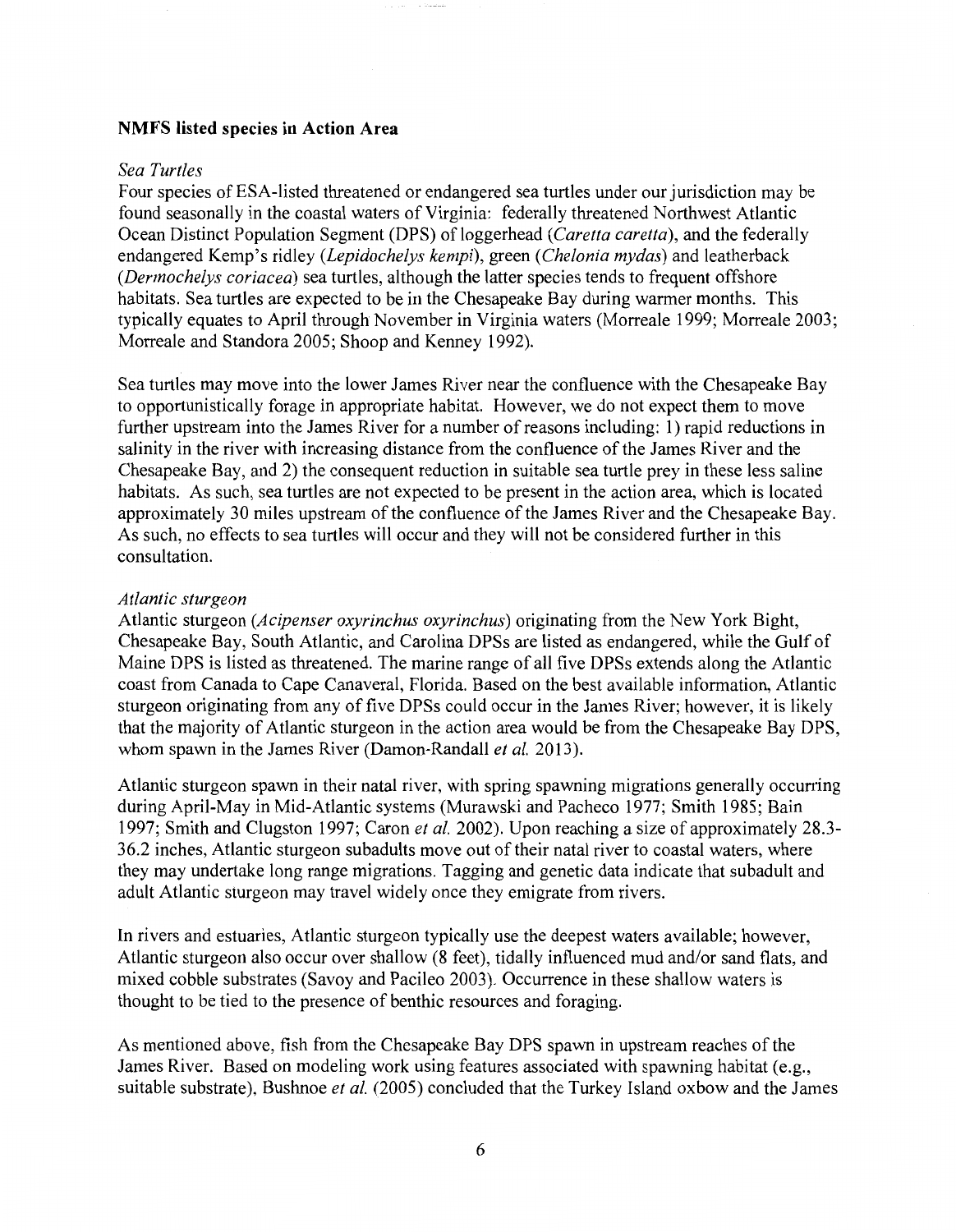**NMFS listed species in Action Area**

*Sea Turtles*

Four species of ESA-listed threatened or endangered sea turtles under our jurisdiction may be found seasonally in the coastal waters of Virginia: federally threatened Northwest Atlantic Ocean Distinct Population Segment (DPS) of loggerhead (*Caretta caretta*), and the federally endangered Kemp's ridley (*Lepidochelys kempi*), green (*Chelonia mydas*) and leatherback (*Dermochelys coriacea*) sea turtles, although the latter species tends to frequent offshore habitats. Sea turtles are expected to be in the Chesapeake Bay during warmer months. This typically equates to April through November in Virginia waters (Morreale 1999; Morreale 2003; Morreale and Standora 2005; Shoop and Kenney 1992).

Sea turtles may move into the lower James River near the confluence with the Chesapeake Bay to opportunistically forage in appropriate habitat. However, we do not expect them to move further upstream into the James River for a number of reasons including: 1) rapid reductions in salinity in the river with increasing distance from the confluence of the James River and the Chesapeake Bay, and 2) the consequent reduction in suitable sea turtle prey in these less saline habitats. As such, sea turtles are not expected to be present in the action area, which is located approximately 30 miles upstream of the confluence of the James River and the Chesapeake Bay. As such, no effects to sea turtles will occur and they will not be considered further in this consultation.

*Atlantic sturgeon*

Atlantic sturgeon (*Acipenser oxyrinchus oxyrinchus*) originating from the New York Bight, Chesapeake Bay, South Atlantic, and Carolina DPSs are listed as endangered, while the Gulf of Maine DPS is listed as threatened. The marine range of all five DPSs extends along the Atlantic coast from Canada to Cape Canaveral, Florida. Based on the best available information, Atlantic sturgeon originating from any of five DPSs could occur in the James River; however, it is likely that the majority of Atlantic sturgeon in the action area would be from the Chesapeake Bay DPS, whom spawn in the James River (Damon-Randall *et al.* 2013).

Atlantic sturgeon spawn in their natal river, with spring spawning migrations generally occurring during April-May in Mid-Atlantic systems (Murawski and Pacheco 1977; Smith 1985; Bain 1997; Smith and Clugston 1997; Caron *et al.* 2002). Upon reaching a size of approximately 28.3-36.2 inches, Atlantic sturgeon subadults move out of their natal river to coastal waters, where they may undertake long range migrations. Tagging and genetic data indicate that subadult and adult Atlantic sturgeon may travel widely once they emigrate from rivers.

In rivers and estuaries, Atlantic sturgeon typically use the deepest waters available; however, Atlantic sturgeon also occur over shallow (8 feet), tidally influenced mud and/or sand flats, and mixed cobble substrates (Savoy and Pacileo 2003). Occurrence in these shallow waters is thought to be tied to the presence of benthic resources and foraging.

As mentioned above, fish from the Chesapeake Bay DPS spawn in upstream reaches of the James River. Based on modeling work using features associated with spawning habitat (e.g., suitable substrate), Bushnoe *et al.* (2005) concluded that the Turkey Island oxbow and the James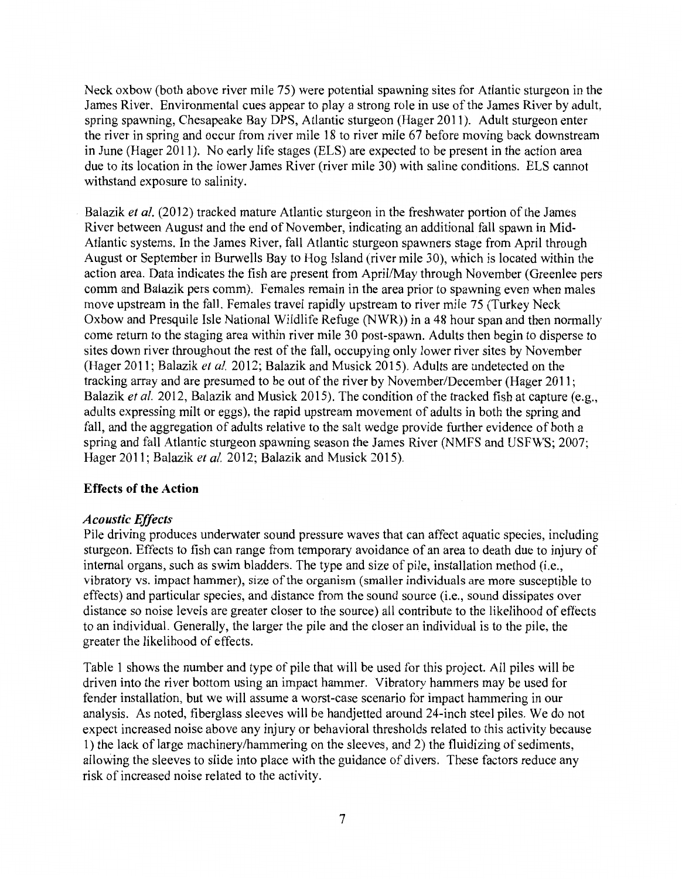Neck oxbow (both above river mile 75) were potential spawning sites for Atlantic sturgeon in the James River. Environmental cues appear to play a strong role in use of the James River by adult, spring spawning, Chesapeake Bay DPS, Atlantic sturgeon (Hager 2011). Adult sturgeon enter the river in spring and occur from river mile 18 to river mile 67 before moving back downstream in June (Hager 2011). No early life stages (ELS) are expected to be present in the action area due to its location in the lower James River (river mile 30) with saline conditions. ELS cannot withstand exposure to salinity.

Balazik *et al.* (2012) tracked mature Atlantic sturgeon in the freshwater portion of the James River between August and the end of November, indicating an additional fall spawn in Mid-Atlantic systems. In the James River, fall Atlantic sturgeon spawners stage from April through August or September in Burwells Bay to Hog Island (river mile 30), which is located within the action area. Data indicates the fish are present from April/May through November (Greenlee pers comm and Balazik pers comm). Females remain in the area prior to spawning even when males move upstream in the fall. Females travel rapidly upstream to river mile 75 (Turkey Neck Oxbow and Presquile Isle National Wildlife Refuge (NWR)) in a 48 hour span and then normally come return to the staging area within river mile 30 post-spawn. Adults then begin to disperse to sites down river throughout the rest of the fall, occupying only lower river sites by November (Hager 2011; Balazik *et al.* 2012; Balazik and Musick 2015). Adults are undetected on the tracking array and are presumed to be out of the river by November/December (Hager 2011; Balazik *et al.* 2012, Balazik and Musick 2015). The condition of the tracked fish at capture (e.g., adults expressing milt or eggs), the rapid upstream movement of adults in both the spring and fall, and the aggregation of adults relative to the salt wedge provide further evidence of both a spring and fall Atlantic sturgeon spawning season the James River (NMFS and USFWS; 2007; Hager 2011; Balazik *et al.* 2012; Balazik and Musick 2015).

## Effects of the Action

### *Acoustic Effects*

Pile driving produces underwater sound pressure waves that can affect aquatic species, including sturgeon. Effects to fish can range from temporary avoidance of an area to death due to injury of internal organs, such as swim bladders. The type and size of pile, installation method (i.e., vibratory vs. impact hammer), size of the organism (smaller individuals are more susceptible to effects) and particular species, and distance from the sound source (i.e., sound dissipates over distance so noise levels are greater closer to the source) all contribute to the likelihood of effects to an individual. Generally, the larger the pile and the closer an individual is to the pile, the greater the likelihood of effects.

Table 1 shows the number and type of pile that will be used for this project. All piles will be driven into the river bottom using an impact hammer. Vibratory hammers may be used for fender installation, but we will assume a worst-case scenario for impact hammering in our analysis. As noted, fiberglass sleeves will be handjetted around 24-inch steel piles. We do not expect increased noise above any injury or behavioral thresholds related to this activity because 1) the lack of large machinery/hammering on the sleeves, and 2) the fluidizing of sediments, allowing the sleeves to slide into place with the guidance of divers. These factors reduce any risk of increased noise related to the activity.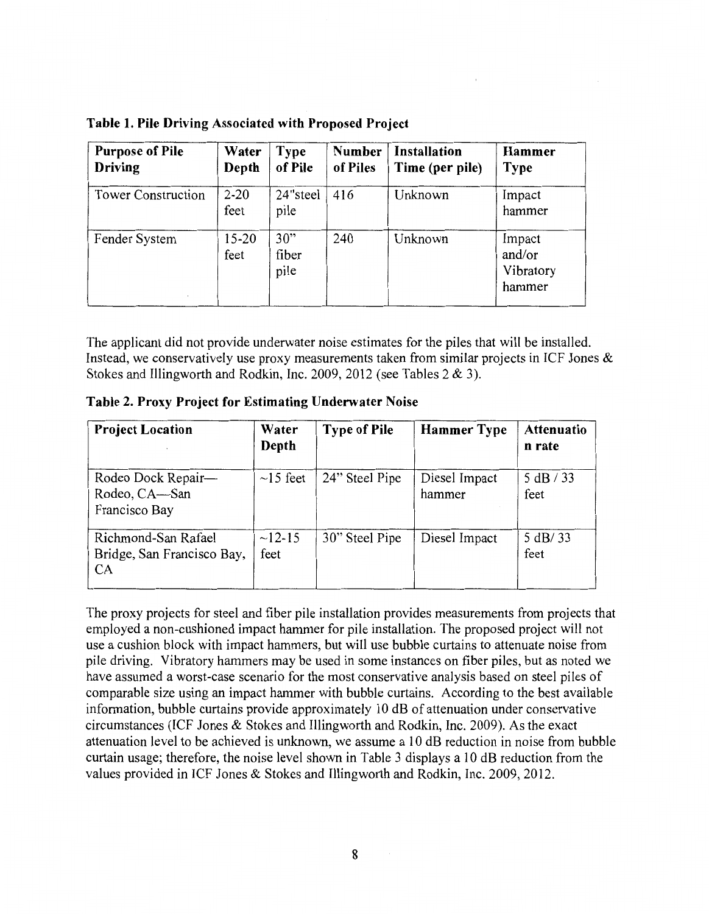**Table 1. Pile Driving Associated with Proposed Project**

| Purpose of Pile Driving | Water Depth | Type of Pile | Number of Piles | Installation Time (per pile) | Hammer Type |
|---|---|---|---|---|---|
| Tower Construction | 2-20 feet | 24"steel pile | 416 | Unknown | Impact hammer |
| Fender System | 15-20 feet | 30" fiber pile | 240 | Unknown | Impact and/or Vibratory hammer |

The applicant did not provide underwater noise estimates for the piles that will be installed. Instead, we conservatively use proxy measurements taken from similar projects in ICF Jones & Stokes and Illingworth and Rodkin, Inc. 2009, 2012 (see Tables 2 & 3).

**Table 2. Proxy Project for Estimating Underwater Noise**

| Project Location | Water Depth | Type of Pile | Hammer Type | Attenuation rate |
|---|---|---|---|---|
| Rodeo Dock Repair—Rodeo, CA—San Francisco Bay | ~15 feet | 24" Steel Pipe | Diesel Impact hammer | 5 dB / 33 feet |
| Richmond-San Rafael Bridge, San Francisco Bay, CA | ~12-15 feet | 30" Steel Pipe | Diesel Impact | 5 dB/ 33 feet |

The proxy projects for steel and fiber pile installation provides measurements from projects that employed a non-cushioned impact hammer for pile installation. The proposed project will not use a cushion block with impact hammers, but will use bubble curtains to attenuate noise from pile driving. Vibratory hammers may be used in some instances on fiber piles, but as noted we have assumed a worst-case scenario for the most conservative analysis based on steel piles of comparable size using an impact hammer with bubble curtains. According to the best available information, bubble curtains provide approximately 10 dB of attenuation under conservative circumstances (ICF Jones & Stokes and Illingworth and Rodkin, Inc. 2009). As the exact attenuation level to be achieved is unknown, we assume a 10 dB reduction in noise from bubble curtain usage; therefore, the noise level shown in Table 3 displays a 10 dB reduction from the values provided in ICF Jones & Stokes and Illingworth and Rodkin, Inc. 2009, 2012.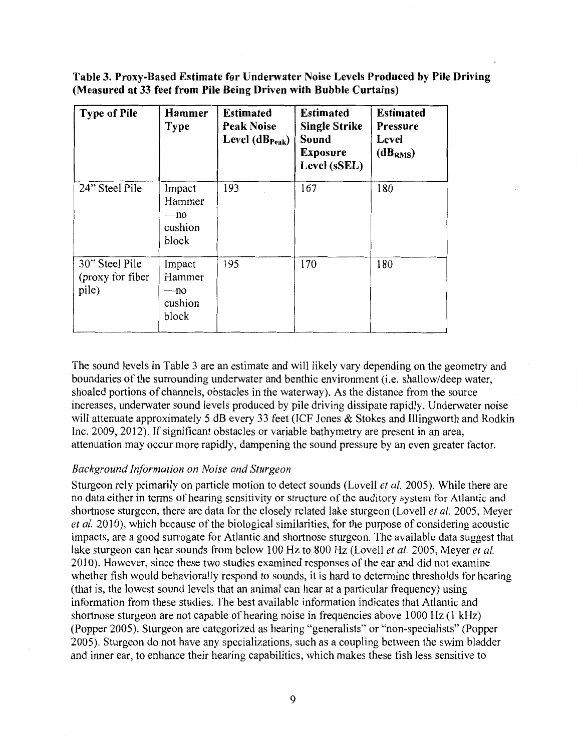**Table 3. Proxy-Based Estimate for Underwater Noise Levels Produced by Pile Driving (Measured at 33 feet from Pile Being Driven with Bubble Curtains)**

| Type of Pile | Hammer Type | Estimated Peak Noise Level ($dB_{Peak}$) | Estimated Single Strike Sound Exposure Level (sSEL) | Estimated Pressure Level ($dB_{RMS}$) |
|---|---|---|---|---|
| 24" Steel Pile | Impact Hammer —no cushion block | 193 | 167 | 180 |
| 30" Steel Pile (proxy for fiber pile) | Impact Hammer —no cushion block | 195 | 170 | 180 |

The sound levels in Table 3 are an estimate and will likely vary depending on the geometry and boundaries of the surrounding underwater and benthic environment (i.e. shallow/deep water, shoaled portions of channels, obstacles in the waterway). As the distance from the source increases, underwater sound levels produced by pile driving dissipate rapidly. Underwater noise will attenuate approximately 5 dB every 33 feet (ICF Jones & Stokes and Illingworth and Rodkin Inc. 2009, 2012). If significant obstacles or variable bathymetry are present in an area, attenuation may occur more rapidly, dampening the sound pressure by an even greater factor.

*Background Information on Noise and Sturgeon*

Sturgeon rely primarily on particle motion to detect sounds (Lovell *et al.* 2005). While there are no data either in terms of hearing sensitivity or structure of the auditory system for Atlantic and shortnose sturgeon, there are data for the closely related lake sturgeon (Lovell *et al.* 2005, Meyer *et al.* 2010), which because of the biological similarities, for the purpose of considering acoustic impacts, are a good surrogate for Atlantic and shortnose sturgeon. The available data suggest that lake sturgeon can hear sounds from below 100 Hz to 800 Hz (Lovell *et al.* 2005, Meyer *et al.* 2010). However, since these two studies examined responses of the ear and did not examine whether fish would behaviorally respond to sounds, it is hard to determine thresholds for hearing (that is, the lowest sound levels that an animal can hear at a particular frequency) using information from these studies. The best available information indicates that Atlantic and shortnose sturgeon are not capable of hearing noise in frequencies above 1000 Hz (1 kHz) (Popper 2005). Sturgeon are categorized as hearing "generalists" or "non-specialists" (Popper 2005). Sturgeon do not have any specializations, such as a coupling between the swim bladder and inner ear, to enhance their hearing capabilities, which makes these fish less sensitive to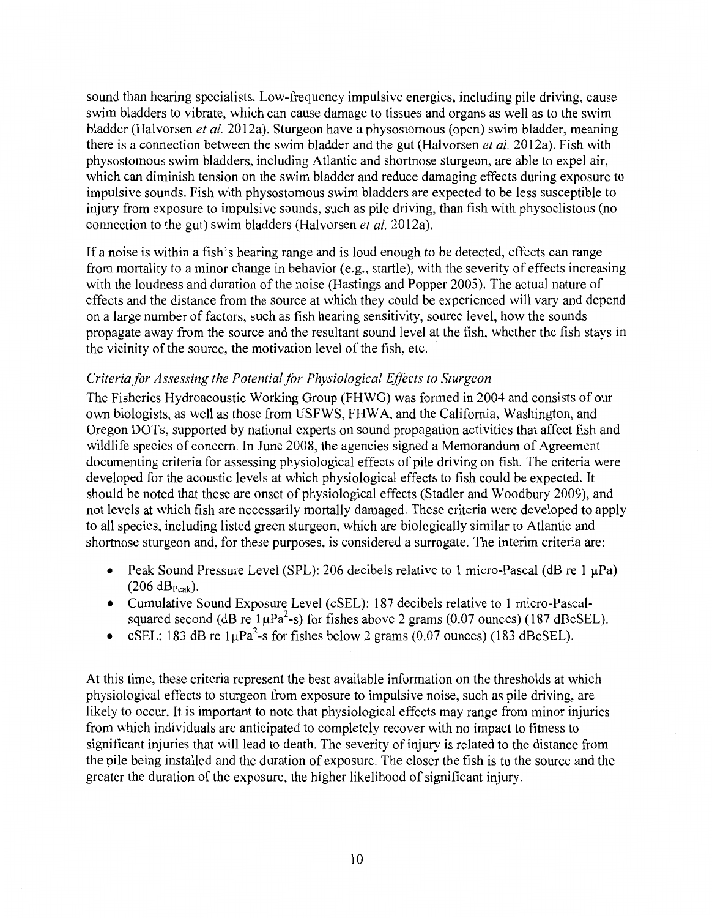sound than hearing specialists. Low-frequency impulsive energies, including pile driving, cause swim bladders to vibrate, which can cause damage to tissues and organs as well as to the swim bladder (Halvorsen *et al.* 2012a). Sturgeon have a physostomous (open) swim bladder, meaning there is a connection between the swim bladder and the gut (Halvorsen *et al.* 2012a). Fish with physostomous swim bladders, including Atlantic and shortnose sturgeon, are able to expel air, which can diminish tension on the swim bladder and reduce damaging effects during exposure to impulsive sounds. Fish with physostomous swim bladders are expected to be less susceptible to injury from exposure to impulsive sounds, such as pile driving, than fish with physoclistous (no connection to the gut) swim bladders (Halvorsen *et al.* 2012a).

If a noise is within a fish's hearing range and is loud enough to be detected, effects can range from mortality to a minor change in behavior (e.g., startle), with the severity of effects increasing with the loudness and duration of the noise (Hastings and Popper 2005). The actual nature of effects and the distance from the source at which they could be experienced will vary and depend on a large number of factors, such as fish hearing sensitivity, source level, how the sounds propagate away from the source and the resultant sound level at the fish, whether the fish stays in the vicinity of the source, the motivation level of the fish, etc.

*Criteria for Assessing the Potential for Physiological Effects to Sturgeon*

The Fisheries Hydroacoustic Working Group (FHWG) was formed in 2004 and consists of our own biologists, as well as those from USFWS, FHWA, and the California, Washington, and Oregon DOTs, supported by national experts on sound propagation activities that affect fish and wildlife species of concern. In June 2008, the agencies signed a Memorandum of Agreement documenting criteria for assessing physiological effects of pile driving on fish. The criteria were developed for the acoustic levels at which physiological effects to fish could be expected. It should be noted that these are onset of physiological effects (Stadler and Woodbury 2009), and not levels at which fish are necessarily mortally damaged. These criteria were developed to apply to all species, including listed green sturgeon, which are biologically similar to Atlantic and shortnose sturgeon and, for these purposes, is considered a surrogate. The interim criteria are:

- Peak Sound Pressure Level (SPL): 206 decibels relative to 1 micro-Pascal (dB re 1 μPa) (206 $dB_{Peak}$).
- Cumulative Sound Exposure Level (cSEL): 187 decibels relative to 1 micro-Pascal-squared second (dB re 1$\mu Pa^2$-s) for fishes above 2 grams (0.07 ounces) (187 dBcSEL).
- cSEL: 183 dB re 1$\mu Pa^2$-s for fishes below 2 grams (0.07 ounces) (183 dBcSEL).

At this time, these criteria represent the best available information on the thresholds at which physiological effects to sturgeon from exposure to impulsive noise, such as pile driving, are likely to occur. It is important to note that physiological effects may range from minor injuries from which individuals are anticipated to completely recover with no impact to fitness to significant injuries that will lead to death. The severity of injury is related to the distance from the pile being installed and the duration of exposure. The closer the fish is to the source and the greater the duration of the exposure, the higher likelihood of significant injury.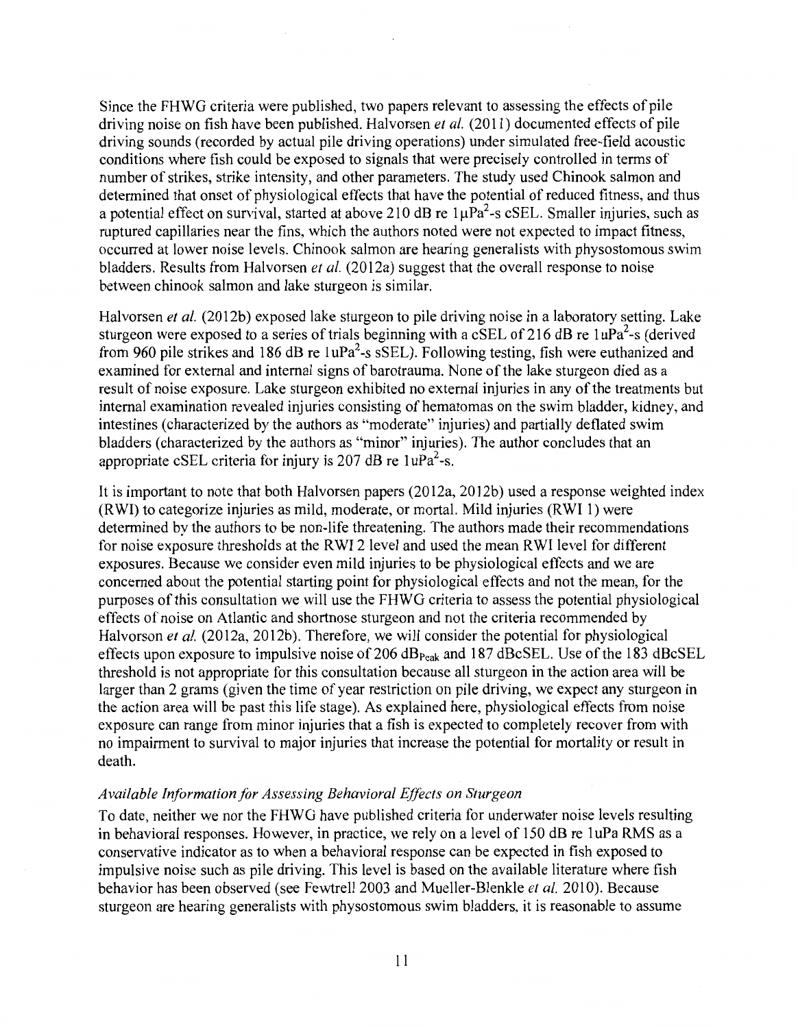Since the FHWG criteria were published, two papers relevant to assessing the effects of pile driving noise on fish have been published. Halvorsen *et al.* (2011) documented effects of pile driving sounds (recorded by actual pile driving operations) under simulated free-field acoustic conditions where fish could be exposed to signals that were precisely controlled in terms of number of strikes, strike intensity, and other parameters. The study used Chinook salmon and determined that onset of physiological effects that have the potential of reduced fitness, and thus a potential effect on survival, started at above 210 dB re $1\mu Pa^2$-s cSEL. Smaller injuries, such as ruptured capillaries near the fins, which the authors noted were not expected to impact fitness, occurred at lower noise levels. Chinook salmon are hearing generalists with physostomous swim bladders. Results from Halvorsen *et al.* (2012a) suggest that the overall response to noise between chinook salmon and lake sturgeon is similar.

Halvorsen *et al.* (2012b) exposed lake sturgeon to pile driving noise in a laboratory setting. Lake sturgeon were exposed to a series of trials beginning with a cSEL of 216 dB re $1uPa^2$-s (derived from 960 pile strikes and 186 dB re $1uPa^2$-s sSEL). Following testing, fish were euthanized and examined for external and internal signs of barotrauma. None of the lake sturgeon died as a result of noise exposure. Lake sturgeon exhibited no external injuries in any of the treatments but internal examination revealed injuries consisting of hematomas on the swim bladder, kidney, and intestines (characterized by the authors as "moderate" injuries) and partially deflated swim bladders (characterized by the authors as "minor" injuries). The author concludes that an appropriate cSEL criteria for injury is 207 dB re $1uPa^2$-s.

It is important to note that both Halvorsen papers (2012a, 2012b) used a response weighted index (RWI) to categorize injuries as mild, moderate, or mortal. Mild injuries (RWI 1) were determined by the authors to be non-life threatening. The authors made their recommendations for noise exposure thresholds at the RWI 2 level and used the mean RWI level for different exposures. Because we consider even mild injuries to be physiological effects and we are concerned about the potential starting point for physiological effects and not the mean, for the purposes of this consultation we will use the FHWG criteria to assess the potential physiological effects of noise on Atlantic and shortnose sturgeon and not the criteria recommended by Halvorson *et al.* (2012a, 2012b). Therefore, we will consider the potential for physiological effects upon exposure to impulsive noise of 206 $dB_{Peak}$ and 187 dBcSEL. Use of the 183 dBcSEL threshold is not appropriate for this consultation because all sturgeon in the action area will be larger than 2 grams (given the time of year restriction on pile driving, we expect any sturgeon in the action area will be past this life stage). As explained here, physiological effects from noise exposure can range from minor injuries that a fish is expected to completely recover from with no impairment to survival to major injuries that increase the potential for mortality or result in death.

### *Available Information for Assessing Behavioral Effects on Sturgeon*

To date, neither we nor the FHWG have published criteria for underwater noise levels resulting in behavioral responses. However, in practice, we rely on a level of 150 dB re 1uPa RMS as a conservative indicator as to when a behavioral response can be expected in fish exposed to impulsive noise such as pile driving. This level is based on the available literature where fish behavior has been observed (see Fewtrell 2003 and Mueller-Blenkle *et al.* 2010). Because sturgeon are hearing generalists with physostomous swim bladders, it is reasonable to assume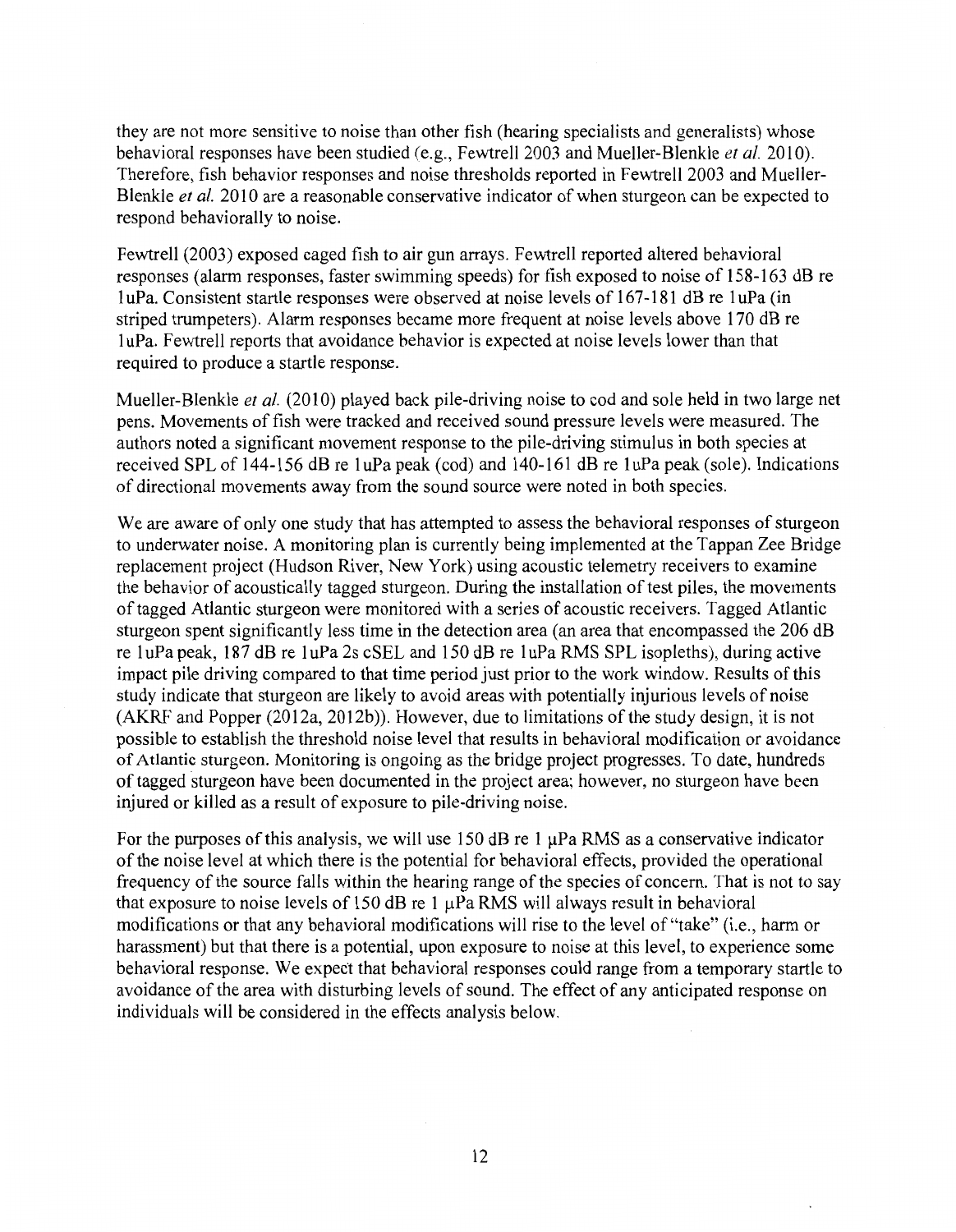they are not more sensitive to noise than other fish (hearing specialists and generalists) whose behavioral responses have been studied (e.g., Fewtrell 2003 and Mueller-Blenkle *et al.* 2010). Therefore, fish behavior responses and noise thresholds reported in Fewtrell 2003 and Mueller-Blenkle *et al.* 2010 are a reasonable conservative indicator of when sturgeon can be expected to respond behaviorally to noise.

Fewtrell (2003) exposed caged fish to air gun arrays. Fewtrell reported altered behavioral responses (alarm responses, faster swimming speeds) for fish exposed to noise of 158-163 dB re 1uPa. Consistent startle responses were observed at noise levels of 167-181 dB re 1uPa (in striped trumpeters). Alarm responses became more frequent at noise levels above 170 dB re 1uPa. Fewtrell reports that avoidance behavior is expected at noise levels lower than that required to produce a startle response.

Mueller-Blenkle *et al.* (2010) played back pile-driving noise to cod and sole held in two large net pens. Movements of fish were tracked and received sound pressure levels were measured. The authors noted a significant movement response to the pile-driving stimulus in both species at received SPL of 144-156 dB re 1uPa peak (cod) and 140-161 dB re 1uPa peak (sole). Indications of directional movements away from the sound source were noted in both species.

We are aware of only one study that has attempted to assess the behavioral responses of sturgeon to underwater noise. A monitoring plan is currently being implemented at the Tappan Zee Bridge replacement project (Hudson River, New York) using acoustic telemetry receivers to examine the behavior of acoustically tagged sturgeon. During the installation of test piles, the movements of tagged Atlantic sturgeon were monitored with a series of acoustic receivers. Tagged Atlantic sturgeon spent significantly less time in the detection area (an area that encompassed the 206 dB re 1uPa peak, 187 dB re 1uPa 2s cSEL and 150 dB re 1uPa RMS SPL isopleths), during active impact pile driving compared to that time period just prior to the work window. Results of this study indicate that sturgeon are likely to avoid areas with potentially injurious levels of noise (AKRF and Popper (2012a, 2012b)). However, due to limitations of the study design, it is not possible to establish the threshold noise level that results in behavioral modification or avoidance of Atlantic sturgeon. Monitoring is ongoing as the bridge project progresses. To date, hundreds of tagged sturgeon have been documented in the project area; however, no sturgeon have been injured or killed as a result of exposure to pile-driving noise.

For the purposes of this analysis, we will use 150 dB re 1 μPa RMS as a conservative indicator of the noise level at which there is the potential for behavioral effects, provided the operational frequency of the source falls within the hearing range of the species of concern. That is not to say that exposure to noise levels of 150 dB re 1 μPa RMS will always result in behavioral modifications or that any behavioral modifications will rise to the level of "take" (i.e., harm or harassment) but that there is a potential, upon exposure to noise at this level, to experience some behavioral response. We expect that behavioral responses could range from a temporary startle to avoidance of the area with disturbing levels of sound. The effect of any anticipated response on individuals will be considered in the effects analysis below.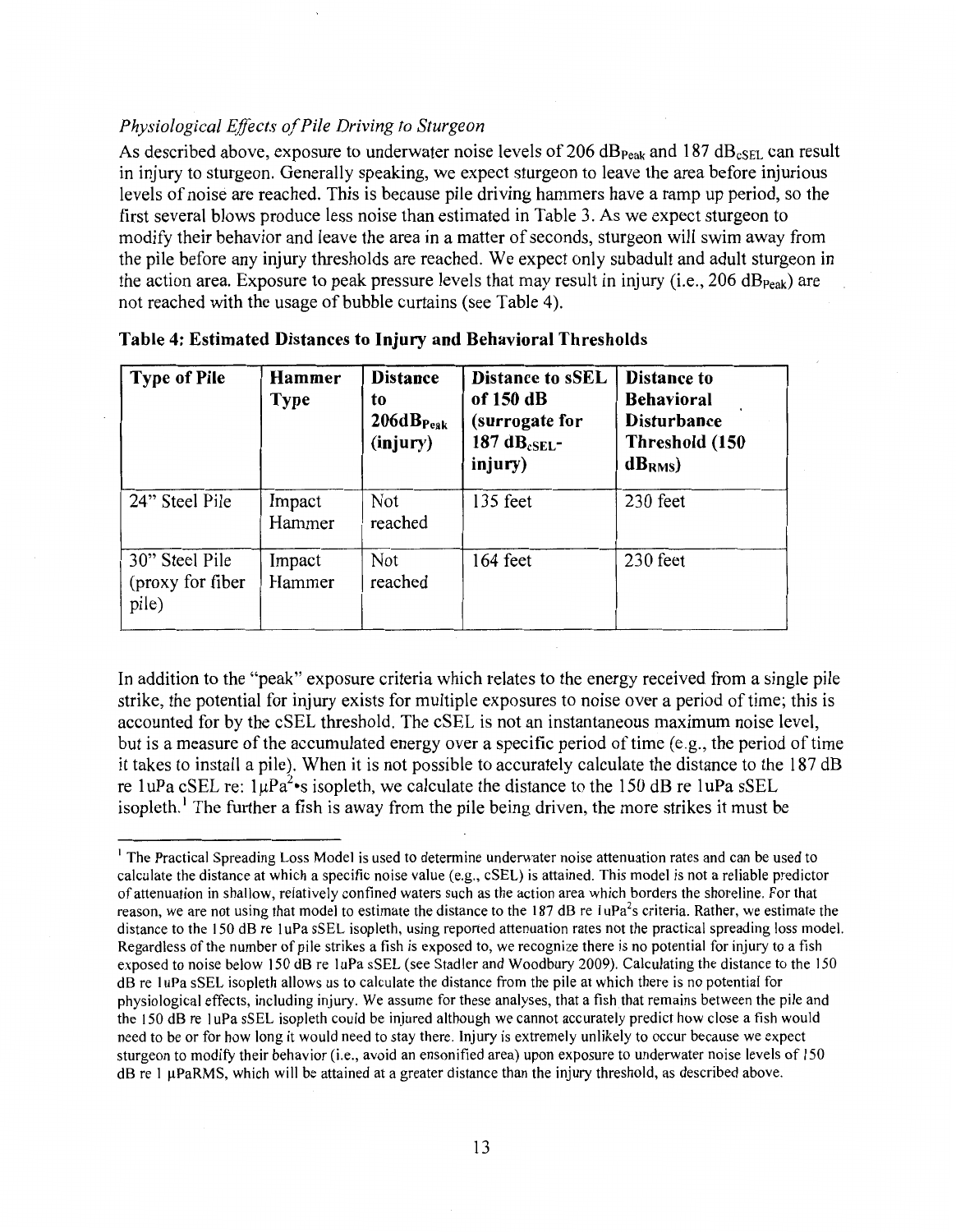*Physiological Effects of Pile Driving to Sturgeon*

As described above, exposure to underwater noise levels of 206 $dB_{Peak}$ and 187 $dB_{cSEL}$ can result in injury to sturgeon. Generally speaking, we expect sturgeon to leave the area before injurious levels of noise are reached. This is because pile driving hammers have a ramp up period, so the first several blows produce less noise than estimated in Table 3. As we expect sturgeon to modify their behavior and leave the area in a matter of seconds, sturgeon will swim away from the pile before any injury thresholds are reached. We expect only subadult and adult sturgeon in the action area. Exposure to peak pressure levels that may result in injury (i.e., 206 $dB_{Peak}$) are not reached with the usage of bubble curtains (see Table 4).

**Table 4: Estimated Distances to Injury and Behavioral Thresholds**

| Type of Pile | Hammer Type | Distance to 206$dB_{Peak}$ (injury) | Distance to sSEL of 150 dB (surrogate for 187 $dB_{cSEL}$-injury) | Distance to Behavioral Disturbance Threshold (150 $dB_{RMS}$) |
|---|---|---|---|---|
| 24" Steel Pile | Impact Hammer | Not reached | 135 feet | 230 feet |
| 30" Steel Pile (proxy for fiber pile) | Impact Hammer | Not reached | 164 feet | 230 feet |

In addition to the "peak" exposure criteria which relates to the energy received from a single pile strike, the potential for injury exists for multiple exposures to noise over a period of time; this is accounted for by the cSEL threshold. The cSEL is not an instantaneous maximum noise level, but is a measure of the accumulated energy over a specific period of time (e.g., the period of time it takes to install a pile). When it is not possible to accurately calculate the distance to the 187 dB re 1uPa cSEL re: $1\mu Pa^2 \cdot s$ isopleth, we calculate the distance to the 150 dB re 1uPa sSEL isopleth.[1] The further a fish is away from the pile being driven, the more strikes it must be

[1] The Practical Spreading Loss Model is used to determine underwater noise attenuation rates and can be used to calculate the distance at which a specific noise value (e.g., cSEL) is attained. This model is not a reliable predictor of attenuation in shallow, relatively confined waters such as the action area which borders the shoreline. For that reason, we are not using that model to estimate the distance to the 187 dB re 1uPa$^2$s criteria. Rather, we estimate the distance to the 150 dB re 1uPa sSEL isopleth, using reported attenuation rates not the practical spreading loss model. Regardless of the number of pile strikes a fish is exposed to, we recognize there is no potential for injury to a fish exposed to noise below 150 dB re 1uPa sSEL (see Stadler and Woodbury 2009). Calculating the distance to the 150 dB re 1uPa sSEL isopleth allows us to calculate the distance from the pile at which there is no potential for physiological effects, including injury. We assume for these analyses, that a fish that remains between the pile and the 150 dB re 1uPa sSEL isopleth could be injured although we cannot accurately predict how close a fish would need to be or for how long it would need to stay there. Injury is extremely unlikely to occur because we expect sturgeon to modify their behavior (i.e., avoid an ensonified area) upon exposure to underwater noise levels of 150 dB re 1 μPaRMS, which will be attained at a greater distance than the injury threshold, as described above.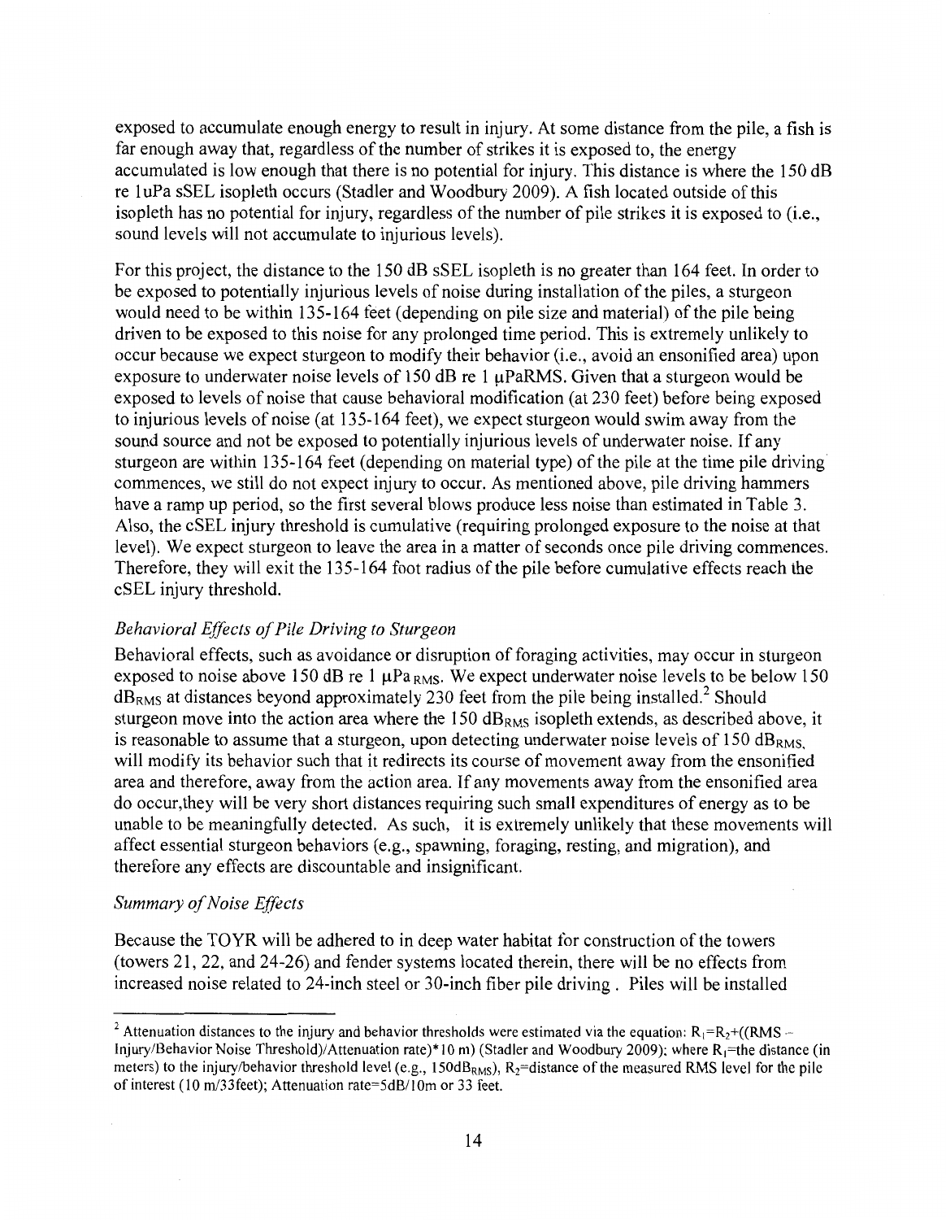exposed to accumulate enough energy to result in injury. At some distance from the pile, a fish is far enough away that, regardless of the number of strikes it is exposed to, the energy accumulated is low enough that there is no potential for injury. This distance is where the 150 dB re 1uPa sSEL isopleth occurs (Stadler and Woodbury 2009). A fish located outside of this isopleth has no potential for injury, regardless of the number of pile strikes it is exposed to (i.e., sound levels will not accumulate to injurious levels).

For this project, the distance to the 150 dB sSEL isopleth is no greater than 164 feet. In order to be exposed to potentially injurious levels of noise during installation of the piles, a sturgeon would need to be within 135-164 feet (depending on pile size and material) of the pile being driven to be exposed to this noise for any prolonged time period. This is extremely unlikely to occur because we expect sturgeon to modify their behavior (i.e., avoid an ensonified area) upon exposure to underwater noise levels of 150 dB re 1 μPaRMS. Given that a sturgeon would be exposed to levels of noise that cause behavioral modification (at 230 feet) before being exposed to injurious levels of noise (at 135-164 feet), we expect sturgeon would swim away from the sound source and not be exposed to potentially injurious levels of underwater noise. If any sturgeon are within 135-164 feet (depending on material type) of the pile at the time pile driving commences, we still do not expect injury to occur. As mentioned above, pile driving hammers have a ramp up period, so the first several blows produce less noise than estimated in Table 3. Also, the cSEL injury threshold is cumulative (requiring prolonged exposure to the noise at that level). We expect sturgeon to leave the area in a matter of seconds once pile driving commences. Therefore, they will exit the 135-164 foot radius of the pile before cumulative effects reach the cSEL injury threshold.

*Behavioral Effects of Pile Driving to Sturgeon*

Behavioral effects, such as avoidance or disruption of foraging activities, may occur in sturgeon exposed to noise above 150 dB re 1 $\mu Pa_{RMS}$. We expect underwater noise levels to be below 150 $dB_{RMS}$ at distances beyond approximately 230 feet from the pile being installed.[2] Should sturgeon move into the action area where the 150 $dB_{RMS}$ isopleth extends, as described above, it is reasonable to assume that a sturgeon, upon detecting underwater noise levels of 150 $dB_{RMS}$, will modify its behavior such that it redirects its course of movement away from the ensonified area and therefore, away from the action area. If any movements away from the ensonified area do occur,they will be very short distances requiring such small expenditures of energy as to be unable to be meaningfully detected. As such, it is extremely unlikely that these movements will affect essential sturgeon behaviors (e.g., spawning, foraging, resting, and migration), and therefore any effects are discountable and insignificant.

*Summary of Noise Effects*

Because the TOYR will be adhered to in deep water habitat for construction of the towers (towers 21, 22, and 24-26) and fender systems located therein, there will be no effects from increased noise related to 24-inch steel or 30-inch fiber pile driving . Piles will be installed

---

[2] Attenuation distances to the injury and behavior thresholds were estimated via the equation: $R_1=R_2+((RMS - \text{Injury/Behavior Noise Threshold})/\text{Attenuation rate})*10\text{ m})$ (Stadler and Woodbury 2009); where $R_1$=the distance (in meters) to the injury/behavior threshold level (e.g., 150$dB_{RMS}$), $R_2$=distance of the measured RMS level for the pile of interest (10 m/33feet); Attenuation rate=5dB/10m or 33 feet.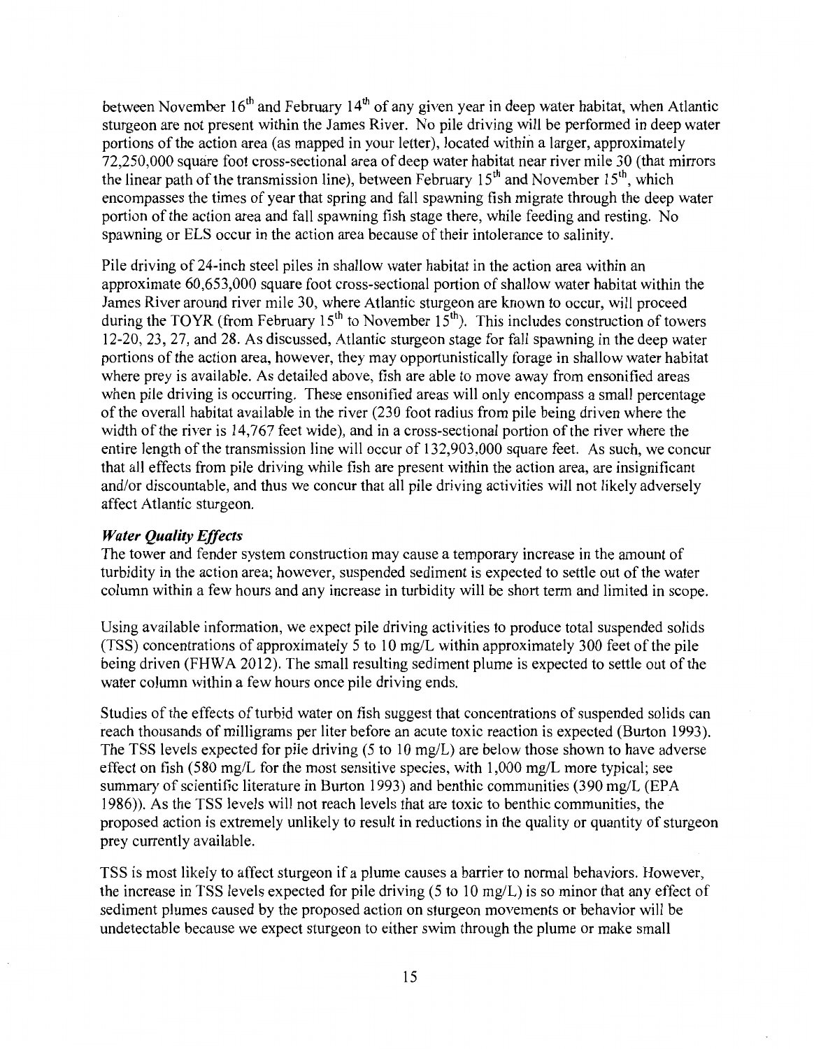between November 16th and February 14th of any given year in deep water habitat, when Atlantic sturgeon are not present within the James River. No pile driving will be performed in deep water portions of the action area (as mapped in your letter), located within a larger, approximately 72,250,000 square foot cross-sectional area of deep water habitat near river mile 30 (that mirrors the linear path of the transmission line), between February 15th and November 15th, which encompasses the times of year that spring and fall spawning fish migrate through the deep water portion of the action area and fall spawning fish stage there, while feeding and resting. No spawning or ELS occur in the action area because of their intolerance to salinity.

Pile driving of 24-inch steel piles in shallow water habitat in the action area within an approximate 60,653,000 square foot cross-sectional portion of shallow water habitat within the James River around river mile 30, where Atlantic sturgeon are known to occur, will proceed during the TOYR (from February 15th to November 15th). This includes construction of towers 12-20, 23, 27, and 28. As discussed, Atlantic sturgeon stage for fall spawning in the deep water portions of the action area, however, they may opportunistically forage in shallow water habitat where prey is available. As detailed above, fish are able to move away from ensonified areas when pile driving is occurring. These ensonified areas will only encompass a small percentage of the overall habitat available in the river (230 foot radius from pile being driven where the width of the river is 14,767 feet wide), and in a cross-sectional portion of the river where the entire length of the transmission line will occur of 132,903,000 square feet. As such, we concur that all effects from pile driving while fish are present within the action area, are insignificant and/or discountable, and thus we concur that all pile driving activities will not likely adversely affect Atlantic sturgeon.

***Water Quality Effects***

The tower and fender system construction may cause a temporary increase in the amount of turbidity in the action area; however, suspended sediment is expected to settle out of the water column within a few hours and any increase in turbidity will be short term and limited in scope.

Using available information, we expect pile driving activities to produce total suspended solids (TSS) concentrations of approximately 5 to 10 mg/L within approximately 300 feet of the pile being driven (FHWA 2012). The small resulting sediment plume is expected to settle out of the water column within a few hours once pile driving ends.

Studies of the effects of turbid water on fish suggest that concentrations of suspended solids can reach thousands of milligrams per liter before an acute toxic reaction is expected (Burton 1993). The TSS levels expected for pile driving (5 to 10 mg/L) are below those shown to have adverse effect on fish (580 mg/L for the most sensitive species, with 1,000 mg/L more typical; see summary of scientific literature in Burton 1993) and benthic communities (390 mg/L (EPA 1986)). As the TSS levels will not reach levels that are toxic to benthic communities, the proposed action is extremely unlikely to result in reductions in the quality or quantity of sturgeon prey currently available.

TSS is most likely to affect sturgeon if a plume causes a barrier to normal behaviors. However, the increase in TSS levels expected for pile driving (5 to 10 mg/L) is so minor that any effect of sediment plumes caused by the proposed action on sturgeon movements or behavior will be undetectable because we expect sturgeon to either swim through the plume or make small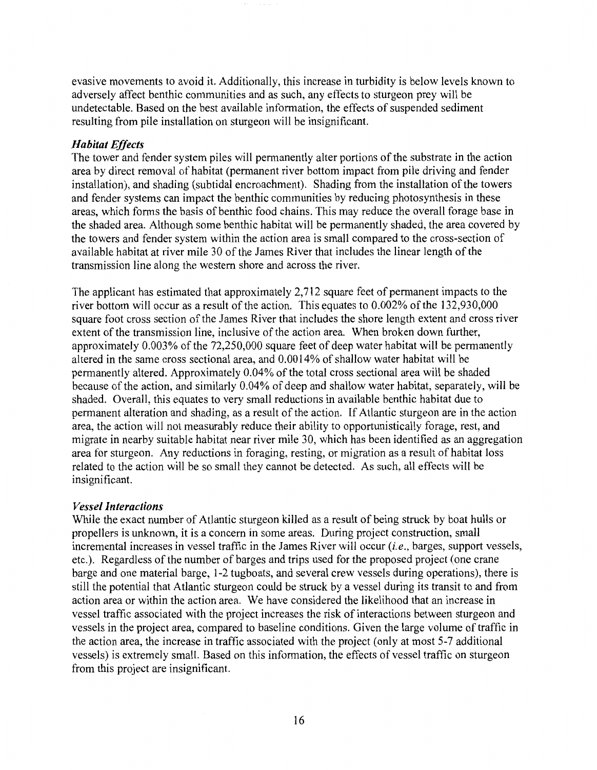evasive movements to avoid it. Additionally, this increase in turbidity is below levels known to adversely affect benthic communities and as such, any effects to sturgeon prey will be undetectable. Based on the best available information, the effects of suspended sediment resulting from pile installation on sturgeon will be insignificant.

***Habitat Effects***

The tower and fender system piles will permanently alter portions of the substrate in the action area by direct removal of habitat (permanent river bottom impact from pile driving and fender installation), and shading (subtidal encroachment). Shading from the installation of the towers and fender systems can impact the benthic communities by reducing photosynthesis in these areas, which forms the basis of benthic food chains. This may reduce the overall forage base in the shaded area. Although some benthic habitat will be permanently shaded, the area covered by the towers and fender system within the action area is small compared to the cross-section of available habitat at river mile 30 of the James River that includes the linear length of the transmission line along the western shore and across the river.

The applicant has estimated that approximately 2,712 square feet of permanent impacts to the river bottom will occur as a result of the action. This equates to 0.002% of the 132,930,000 square foot cross section of the James River that includes the shore length extent and cross river extent of the transmission line, inclusive of the action area. When broken down further, approximately 0.003% of the 72,250,000 square feet of deep water habitat will be permanently altered in the same cross sectional area, and 0.0014% of shallow water habitat will be permanently altered. Approximately 0.04% of the total cross sectional area will be shaded because of the action, and similarly 0.04% of deep and shallow water habitat, separately, will be shaded. Overall, this equates to very small reductions in available benthic habitat due to permanent alteration and shading, as a result of the action. If Atlantic sturgeon are in the action area, the action will not measurably reduce their ability to opportunistically forage, rest, and migrate in nearby suitable habitat near river mile 30, which has been identified as an aggregation area for sturgeon. Any reductions in foraging, resting, or migration as a result of habitat loss related to the action will be so small they cannot be detected. As such, all effects will be insignificant.

***Vessel Interactions***

While the exact number of Atlantic sturgeon killed as a result of being struck by boat hulls or propellers is unknown, it is a concern in some areas. During project construction, small incremental increases in vessel traffic in the James River will occur (*i.e.*, barges, support vessels, etc.). Regardless of the number of barges and trips used for the proposed project (one crane barge and one material barge, 1-2 tugboats, and several crew vessels during operations), there is still the potential that Atlantic sturgeon could be struck by a vessel during its transit to and from action area or within the action area. We have considered the likelihood that an increase in vessel traffic associated with the project increases the risk of interactions between sturgeon and vessels in the project area, compared to baseline conditions. Given the large volume of traffic in the action area, the increase in traffic associated with the project (only at most 5-7 additional vessels) is extremely small. Based on this information, the effects of vessel traffic on sturgeon from this project are insignificant.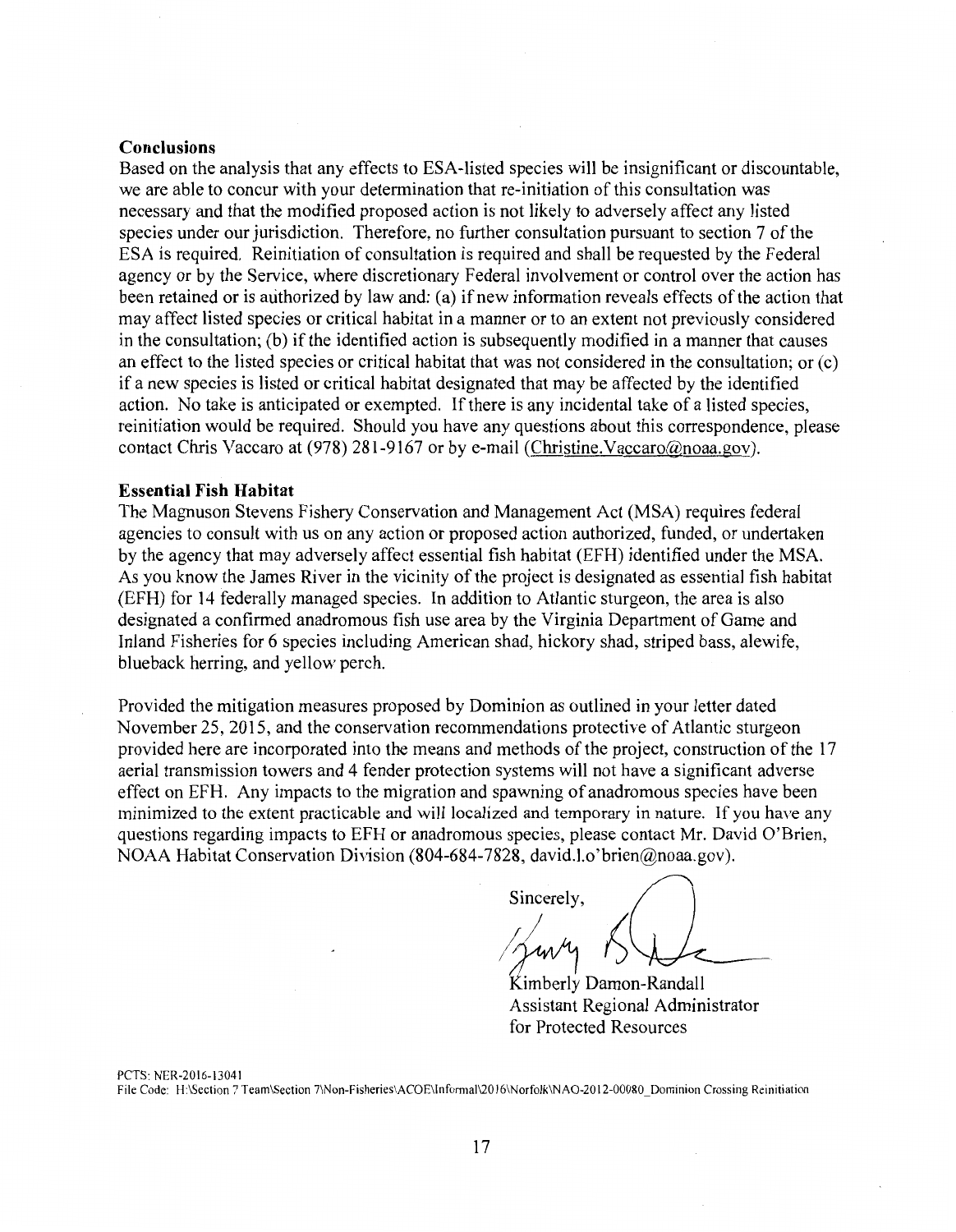**Conclusions**

Based on the analysis that any effects to ESA-listed species will be insignificant or discountable, we are able to concur with your determination that re-initiation of this consultation was necessary and that the modified proposed action is not likely to adversely affect any listed species under our jurisdiction. Therefore, no further consultation pursuant to section 7 of the ESA is required. Reinitiation of consultation is required and shall be requested by the Federal agency or by the Service, where discretionary Federal involvement or control over the action has been retained or is authorized by law and: (a) if new information reveals effects of the action that may affect listed species or critical habitat in a manner or to an extent not previously considered in the consultation; (b) if the identified action is subsequently modified in a manner that causes an effect to the listed species or critical habitat that was not considered in the consultation; or (c) if a new species is listed or critical habitat designated that may be affected by the identified action. No take is anticipated or exempted. If there is any incidental take of a listed species, reinitiation would be required. Should you have any questions about this correspondence, please contact Chris Vaccaro at (978) 281-9167 or by e-mail (Christine.Vaccaro@noaa.gov).

**Essential Fish Habitat**

The Magnuson Stevens Fishery Conservation and Management Act (MSA) requires federal agencies to consult with us on any action or proposed action authorized, funded, or undertaken by the agency that may adversely affect essential fish habitat (EFH) identified under the MSA. As you know the James River in the vicinity of the project is designated as essential fish habitat (EFH) for 14 federally managed species. In addition to Atlantic sturgeon, the area is also designated a confirmed anadromous fish use area by the Virginia Department of Game and Inland Fisheries for 6 species including American shad, hickory shad, striped bass, alewife, blueback herring, and yellow perch.

Provided the mitigation measures proposed by Dominion as outlined in your letter dated November 25, 2015, and the conservation recommendations protective of Atlantic sturgeon provided here are incorporated into the means and methods of the project, construction of the 17 aerial transmission towers and 4 fender protection systems will not have a significant adverse effect on EFH. Any impacts to the migration and spawning of anadromous species have been minimized to the extent practicable and will localized and temporary in nature. If you have any questions regarding impacts to EFH or anadromous species, please contact Mr. David O'Brien, NOAA Habitat Conservation Division (804-684-7828, david.l.o'brien@noaa.gov).

Sincerely,

Kimberly Damon-Randall
Assistant Regional Administrator
for Protected Resources

PCTS: NER-2016-13041
File Code: H:\Section 7 Team\Section 7\Non-Fisheries\ACOE\Informal\2016\Norfolk\NAO-2012-00080_Dominion Crossing Reinitiation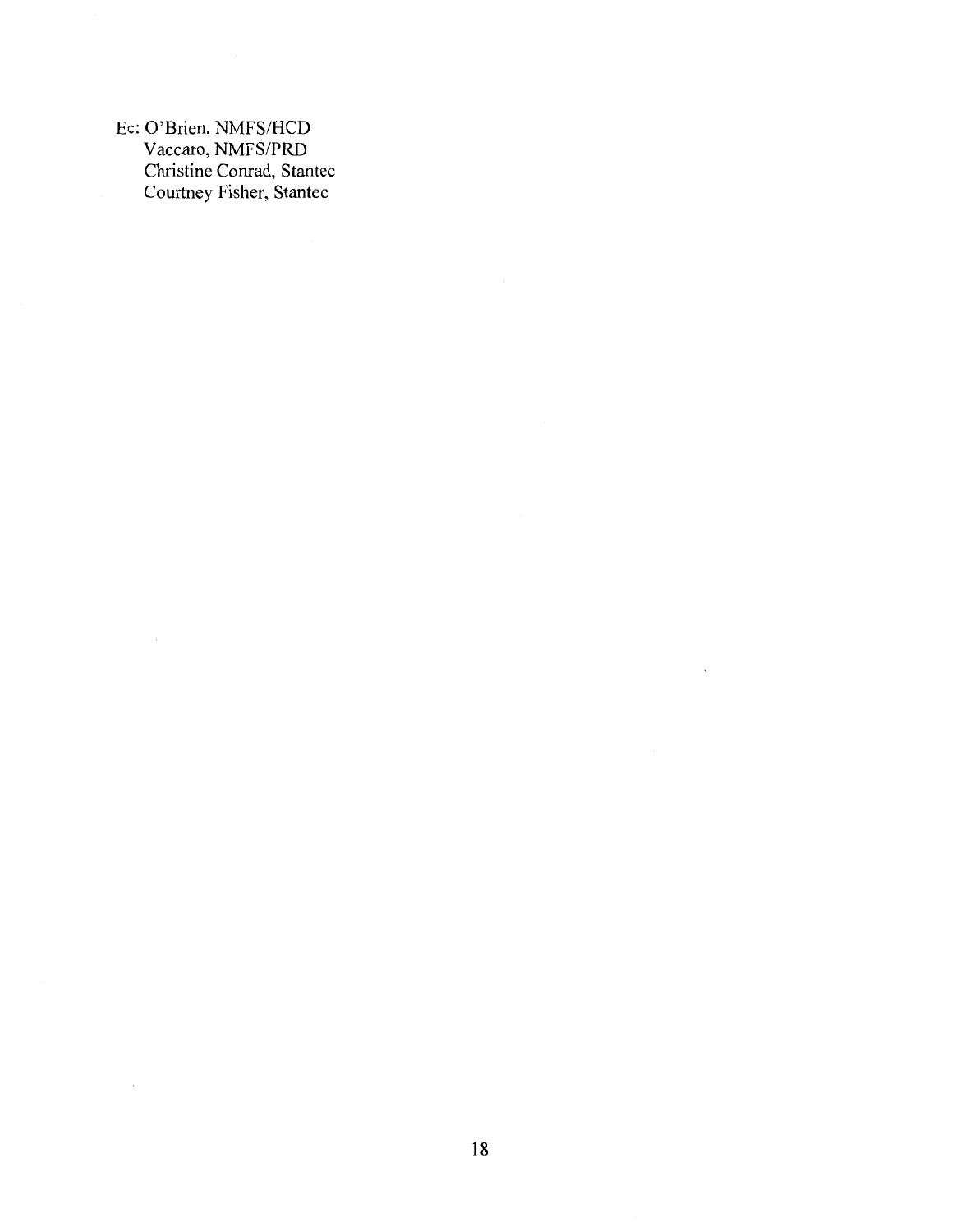Ec: O'Brien, NMFS/HCD  
Vaccaro, NMFS/PRD  
Christine Conrad, Stantec  
Courtney Fisher, Stantec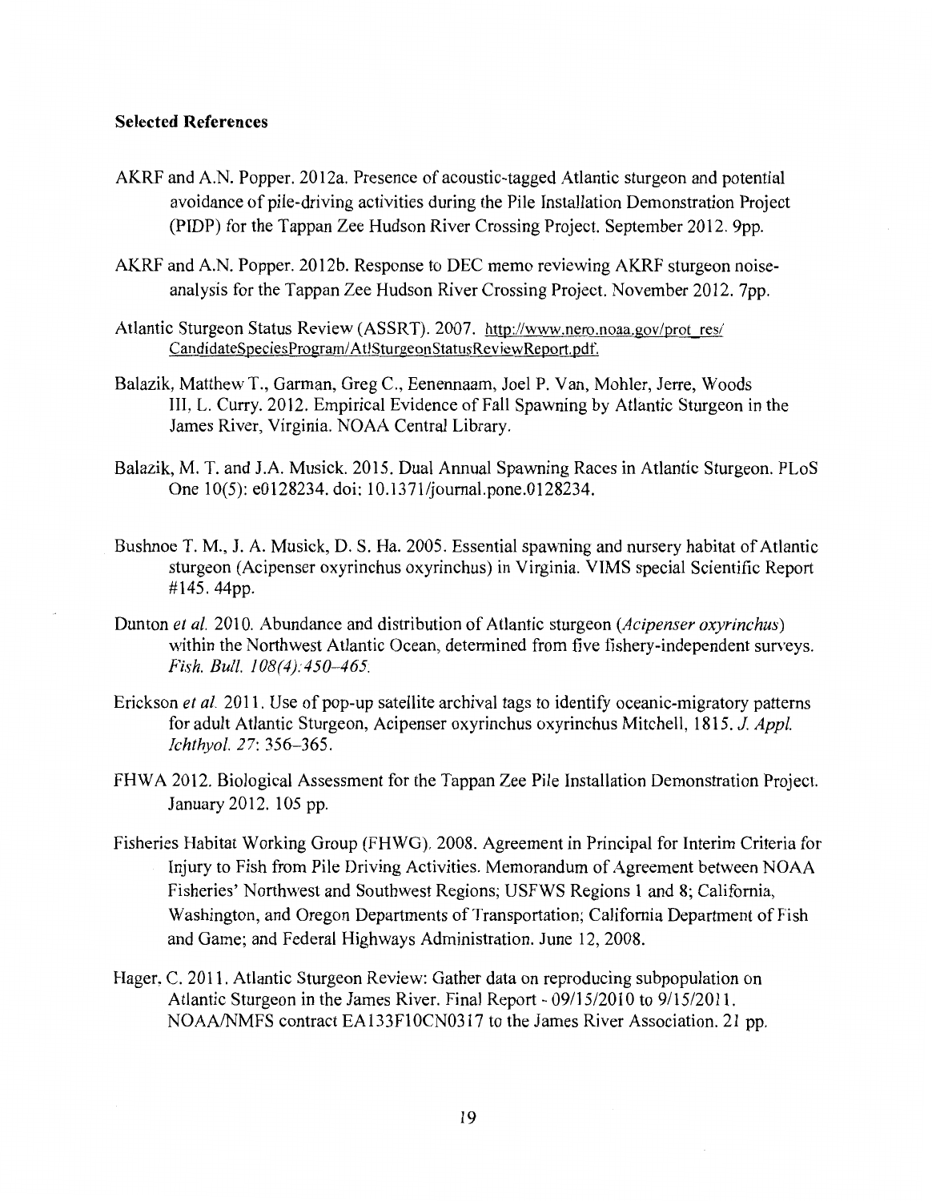**Selected References**

AKRF and A.N. Popper. 2012a. Presence of acoustic-tagged Atlantic sturgeon and potential avoidance of pile-driving activities during the Pile Installation Demonstration Project (PIDP) for the Tappan Zee Hudson River Crossing Project. September 2012. 9pp.

AKRF and A.N. Popper. 2012b. Response to DEC memo reviewing AKRF sturgeon noise-analysis for the Tappan Zee Hudson River Crossing Project. November 2012. 7pp.

Atlantic Sturgeon Status Review (ASSRT). 2007. http://www.nero.noaa.gov/prot_res/CandidateSpeciesProgram/AtlSturgeonStatusReviewReport.pdf.

Balazik, Matthew T., Garman, Greg C., Eenennaam, Joel P. Van, Mohler, Jerre, Woods III, L. Curry. 2012. Empirical Evidence of Fall Spawning by Atlantic Sturgeon in the James River, Virginia. NOAA Central Library.

Balazik, M. T. and J.A. Musick. 2015. Dual Annual Spawning Races in Atlantic Sturgeon. PLoS One 10(5): e0128234. doi: 10.1371/journal.pone.0128234.

Bushnoe T. M., J. A. Musick, D. S. Ha. 2005. Essential spawning and nursery habitat of Atlantic sturgeon (Acipenser oxyrinchus oxyrinchus) in Virginia. VIMS special Scientific Report #145. 44pp.

Dunton *et al.* 2010. Abundance and distribution of Atlantic sturgeon (*Acipenser oxyrinchus*) within the Northwest Atlantic Ocean, determined from five fishery-independent surveys. *Fish. Bull. 108(4):450–465.*

Erickson *et al.* 2011. Use of pop-up satellite archival tags to identify oceanic-migratory patterns for adult Atlantic Sturgeon, Acipenser oxyrinchus oxyrinchus Mitchell, 1815. *J. Appl. Ichthyol. 27*: 356–365.

FHWA 2012. Biological Assessment for the Tappan Zee Pile Installation Demonstration Project. January 2012. 105 pp.

Fisheries Habitat Working Group (FHWG). 2008. Agreement in Principal for Interim Criteria for Injury to Fish from Pile Driving Activities. Memorandum of Agreement between NOAA Fisheries' Northwest and Southwest Regions; USFWS Regions 1 and 8; California, Washington, and Oregon Departments of Transportation; California Department of Fish and Game; and Federal Highways Administration. June 12, 2008.

Hager, C. 2011. Atlantic Sturgeon Review: Gather data on reproducing subpopulation on Atlantic Sturgeon in the James River. Final Report - 09/15/2010 to 9/15/2011. NOAA/NMFS contract EA133F10CN0317 to the James River Association. 21 pp.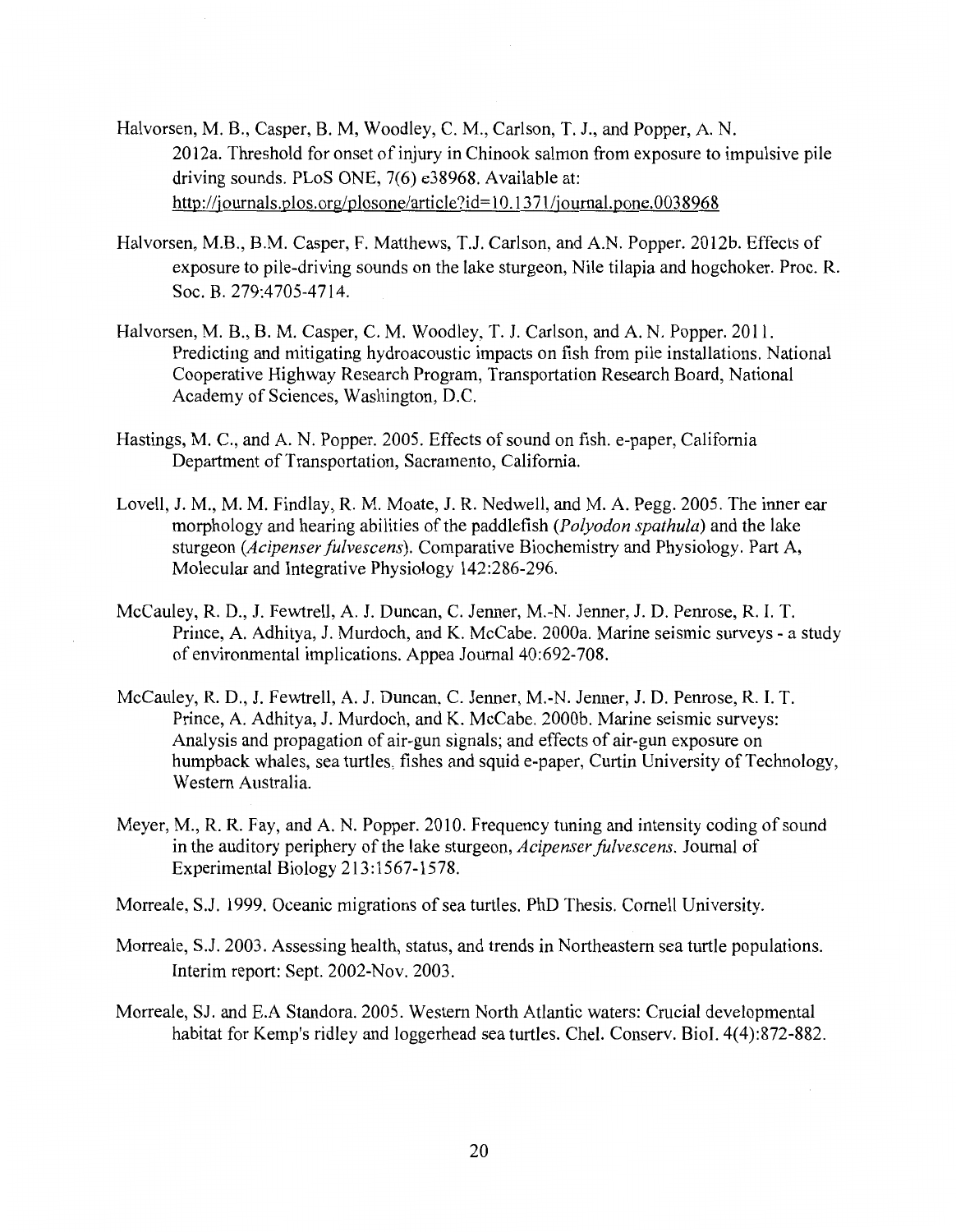Halvorsen, M. B., Casper, B. M, Woodley, C. M., Carlson, T. J., and Popper, A. N. 2012a. Threshold for onset of injury in Chinook salmon from exposure to impulsive pile driving sounds. PLoS ONE, 7(6) e38968. Available at: http://journals.plos.org/plosone/article?id=10.1371/journal.pone.0038968

Halvorsen, M.B., B.M. Casper, F. Matthews, T.J. Carlson, and A.N. Popper. 2012b. Effects of exposure to pile-driving sounds on the lake sturgeon, Nile tilapia and hogchoker. Proc. R. Soc. B. 279:4705-4714.

Halvorsen, M. B., B. M. Casper, C. M. Woodley, T. J. Carlson, and A. N. Popper. 2011. Predicting and mitigating hydroacoustic impacts on fish from pile installations. National Cooperative Highway Research Program, Transportation Research Board, National Academy of Sciences, Washington, D.C.

Hastings, M. C., and A. N. Popper. 2005. Effects of sound on fish. e-paper, California Department of Transportation, Sacramento, California.

Lovell, J. M., M. M. Findlay, R. M. Moate, J. R. Nedwell, and M. A. Pegg. 2005. The inner ear morphology and hearing abilities of the paddlefish (*Polyodon spathula*) and the lake sturgeon (*Acipenser fulvescens*). Comparative Biochemistry and Physiology. Part A, Molecular and Integrative Physiology 142:286-296.

McCauley, R. D., J. Fewtrell, A. J. Duncan, C. Jenner, M.-N. Jenner, J. D. Penrose, R. I. T. Prince, A. Adhitya, J. Murdoch, and K. McCabe. 2000a. Marine seismic surveys - a study of environmental implications. Appea Journal 40:692-708.

McCauley, R. D., J. Fewtrell, A. J. Duncan, C. Jenner, M.-N. Jenner, J. D. Penrose, R. I. T. Prince, A. Adhitya, J. Murdoch, and K. McCabe. 2000b. Marine seismic surveys: Analysis and propagation of air-gun signals; and effects of air-gun exposure on humpback whales, sea turtles, fishes and squid e-paper, Curtin University of Technology, Western Australia.

Meyer, M., R. R. Fay, and A. N. Popper. 2010. Frequency tuning and intensity coding of sound in the auditory periphery of the lake sturgeon, *Acipenser fulvescens*. Journal of Experimental Biology 213:1567-1578.

Morreale, S.J. 1999. Oceanic migrations of sea turtles. PhD Thesis. Cornell University.

Morreale, S.J. 2003. Assessing health, status, and trends in Northeastern sea turtle populations. Interim report: Sept. 2002-Nov. 2003.

Morreale, SJ. and E.A Standora. 2005. Western North Atlantic waters: Crucial developmental habitat for Kemp's ridley and loggerhead sea turtles. Chel. Conserv. Biol. 4(4):872-882.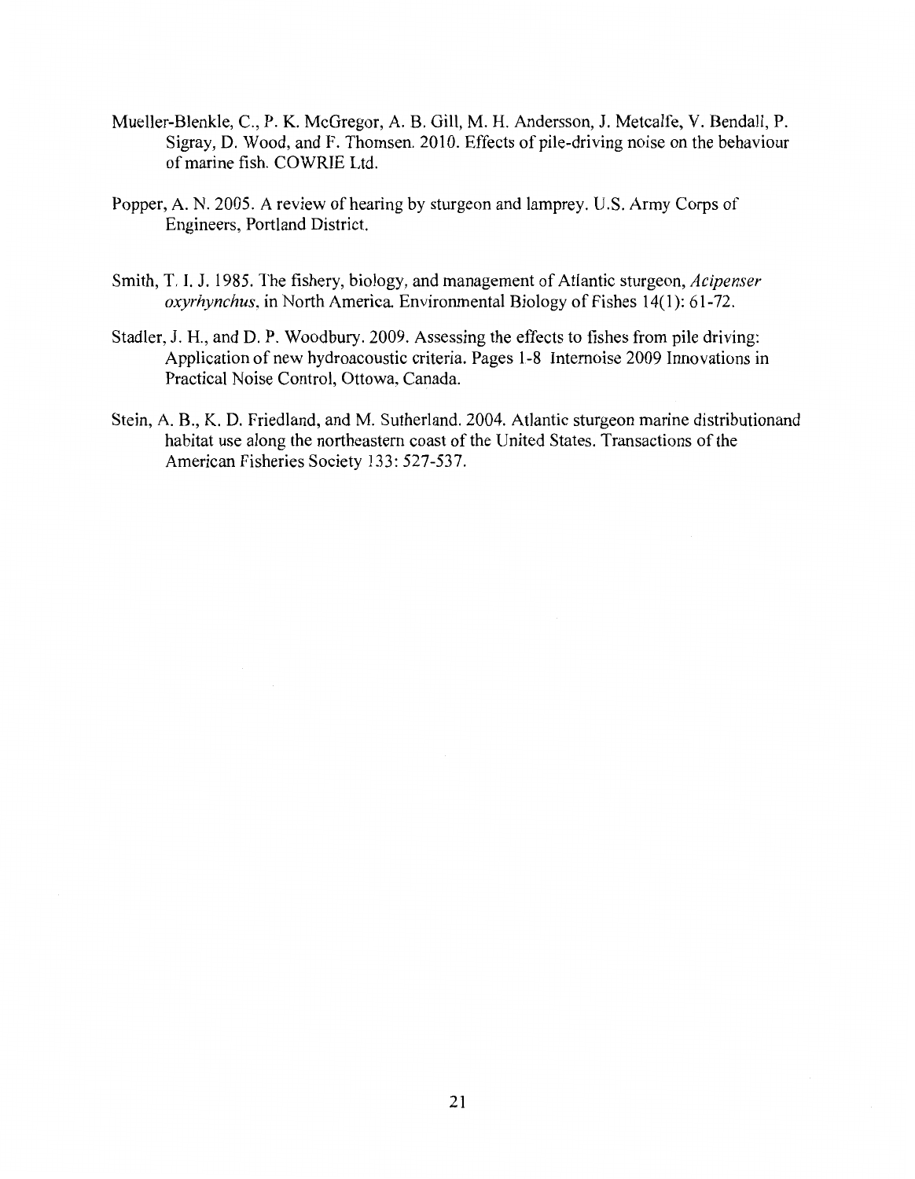Mueller-Blenkle, C., P. K. McGregor, A. B. Gill, M. H. Andersson, J. Metcalfe, V. Bendall, P. Sigray, D. Wood, and F. Thomsen. 2010. Effects of pile-driving noise on the behaviour of marine fish. COWRIE Ltd.

Popper, A. N. 2005. A review of hearing by sturgeon and lamprey. U.S. Army Corps of Engineers, Portland District.

Smith, T. I. J. 1985. The fishery, biology, and management of Atlantic sturgeon, *Acipenser oxyrhynchus*, in North America. Environmental Biology of Fishes 14(1): 61-72.

Stadler, J. H., and D. P. Woodbury. 2009. Assessing the effects to fishes from pile driving: Application of new hydroacoustic criteria. Pages 1-8 Internoise 2009 Innovations in Practical Noise Control, Ottowa, Canada.

Stein, A. B., K. D. Friedland, and M. Sutherland. 2004. Atlantic sturgeon marine distributionand habitat use along the northeastern coast of the United States. Transactions of the American Fisheries Society 133: 527-537.